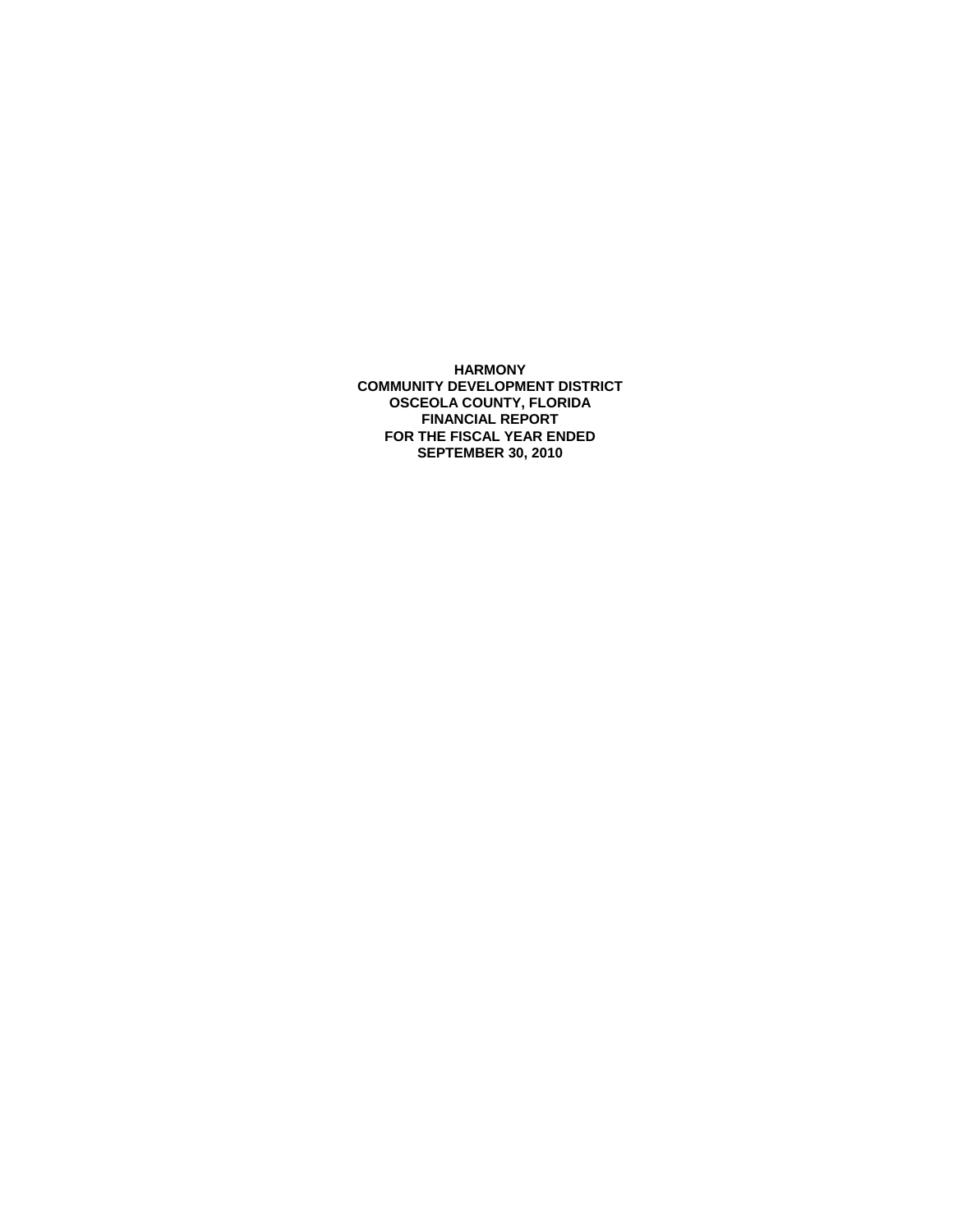**HARMONY**
**COMMUNITY DEVELOPMENT DISTRICT**
**OSCEOLA COUNTY, FLORIDA**
**FINANCIAL REPORT**
**FOR THE FISCAL YEAR ENDED**
**SEPTEMBER 30, 2010**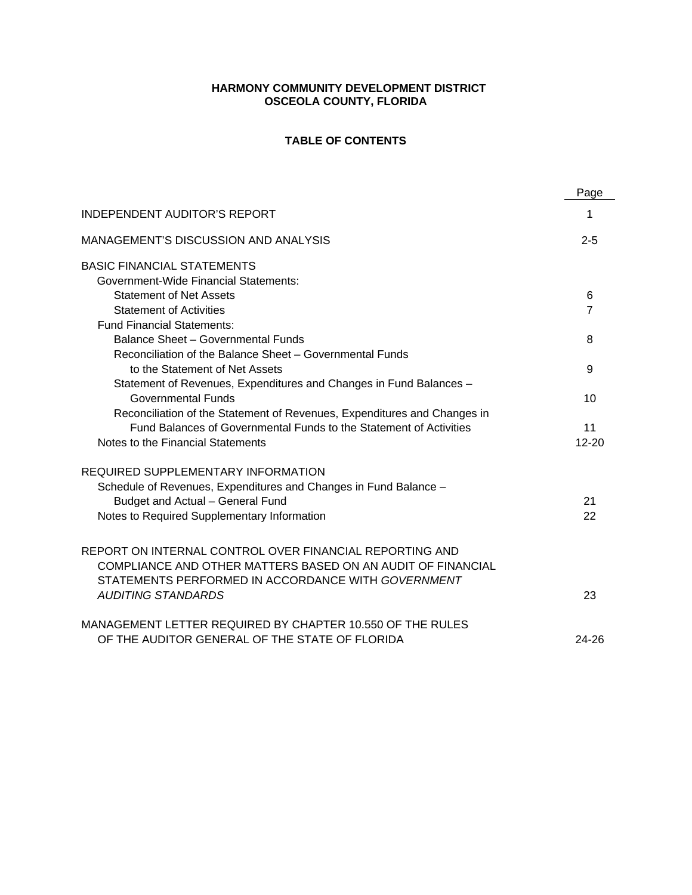**HARMONY COMMUNITY DEVELOPMENT DISTRICT**
**OSCEOLA COUNTY, FLORIDA**

**TABLE OF CONTENTS**

| | Page |
|---|---|
| INDEPENDENT AUDITOR'S REPORT | 1 |
| MANAGEMENT'S DISCUSSION AND ANALYSIS | 2-5 |
| BASIC FINANCIAL STATEMENTS | |
| Government-Wide Financial Statements: | |
| Statement of Net Assets | 6 |
| Statement of Activities | 7 |
| Fund Financial Statements: | |
| Balance Sheet – Governmental Funds | 8 |
| Reconciliation of the Balance Sheet – Governmental Funds to the Statement of Net Assets | 9 |
| Statement of Revenues, Expenditures and Changes in Fund Balances – Governmental Funds | 10 |
| Reconciliation of the Statement of Revenues, Expenditures and Changes in Fund Balances of Governmental Funds to the Statement of Activities | 11 |
| Notes to the Financial Statements | 12-20 |
| REQUIRED SUPPLEMENTARY INFORMATION | |
| Schedule of Revenues, Expenditures and Changes in Fund Balance – Budget and Actual – General Fund | 21 |
| Notes to Required Supplementary Information | 22 |
| REPORT ON INTERNAL CONTROL OVER FINANCIAL REPORTING AND COMPLIANCE AND OTHER MATTERS BASED ON AN AUDIT OF FINANCIAL STATEMENTS PERFORMED IN ACCORDANCE WITH *GOVERNMENT AUDITING STANDARDS* | 23 |
| MANAGEMENT LETTER REQUIRED BY CHAPTER 10.550 OF THE RULES OF THE AUDITOR GENERAL OF THE STATE OF FLORIDA | 24-26 |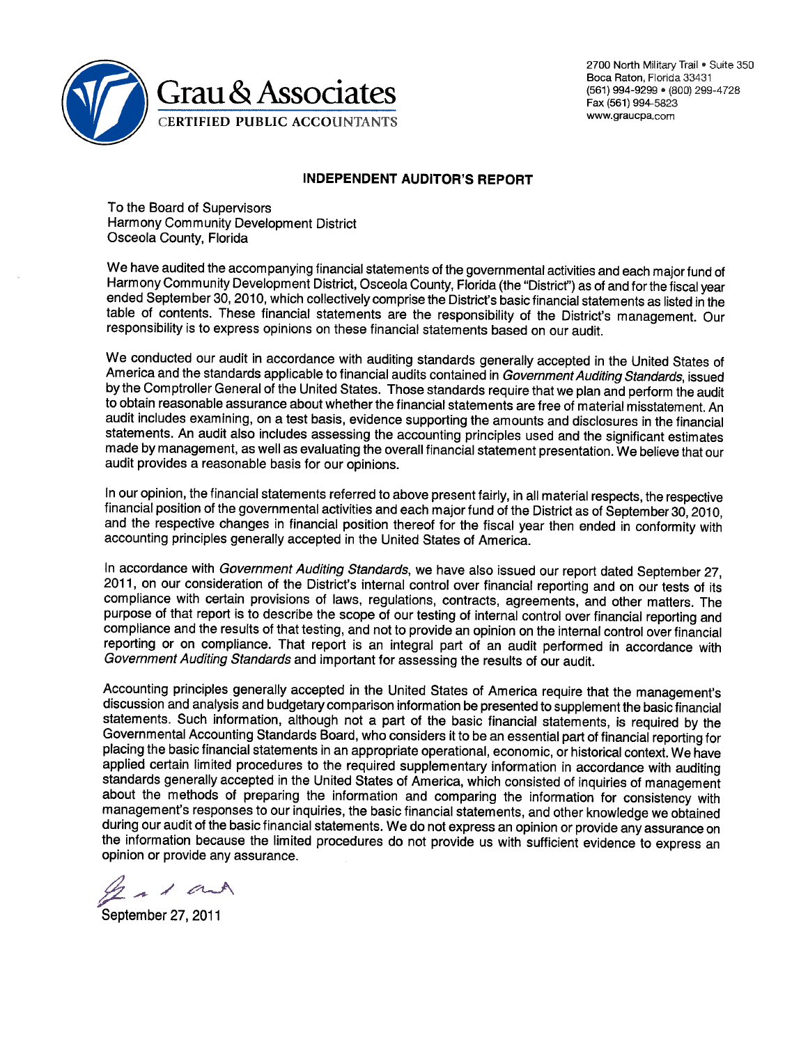Grau & Associates
CERTIFIED PUBLIC ACCOUNTANTS

2700 North Military Trail • Suite 350
Boca Raton, Florida 33431
(561) 994-9299 • (800) 299-4728
Fax (561) 994-5823
www.graucpa.com

## INDEPENDENT AUDITOR'S REPORT

To the Board of Supervisors
Harmony Community Development District
Osceola County, Florida

We have audited the accompanying financial statements of the governmental activities and each major fund of Harmony Community Development District, Osceola County, Florida (the "District") as of and for the fiscal year ended September 30, 2010, which collectively comprise the District's basic financial statements as listed in the table of contents. These financial statements are the responsibility of the District's management. Our responsibility is to express opinions on these financial statements based on our audit.

We conducted our audit in accordance with auditing standards generally accepted in the United States of America and the standards applicable to financial audits contained in *Government Auditing Standards*, issued by the Comptroller General of the United States. Those standards require that we plan and perform the audit to obtain reasonable assurance about whether the financial statements are free of material misstatement. An audit includes examining, on a test basis, evidence supporting the amounts and disclosures in the financial statements. An audit also includes assessing the accounting principles used and the significant estimates made by management, as well as evaluating the overall financial statement presentation. We believe that our audit provides a reasonable basis for our opinions.

In our opinion, the financial statements referred to above present fairly, in all material respects, the respective financial position of the governmental activities and each major fund of the District as of September 30, 2010, and the respective changes in financial position thereof for the fiscal year then ended in conformity with accounting principles generally accepted in the United States of America.

In accordance with *Government Auditing Standards*, we have also issued our report dated September 27, 2011, on our consideration of the District's internal control over financial reporting and on our tests of its compliance with certain provisions of laws, regulations, contracts, agreements, and other matters. The purpose of that report is to describe the scope of our testing of internal control over financial reporting and compliance and the results of that testing, and not to provide an opinion on the internal control over financial reporting or on compliance. That report is an integral part of an audit performed in accordance with *Government Auditing Standards* and important for assessing the results of our audit.

Accounting principles generally accepted in the United States of America require that the management's discussion and analysis and budgetary comparison information be presented to supplement the basic financial statements. Such information, although not a part of the basic financial statements, is required by the Governmental Accounting Standards Board, who considers it to be an essential part of financial reporting for placing the basic financial statements in an appropriate operational, economic, or historical context. We have applied certain limited procedures to the required supplementary information in accordance with auditing standards generally accepted in the United States of America, which consisted of inquiries of management about the methods of preparing the information and comparing the information for consistency with management's responses to our inquiries, the basic financial statements, and other knowledge we obtained during our audit of the basic financial statements. We do not express an opinion or provide any assurance on the information because the limited procedures do not provide us with sufficient evidence to express an opinion or provide any assurance.

September 27, 2011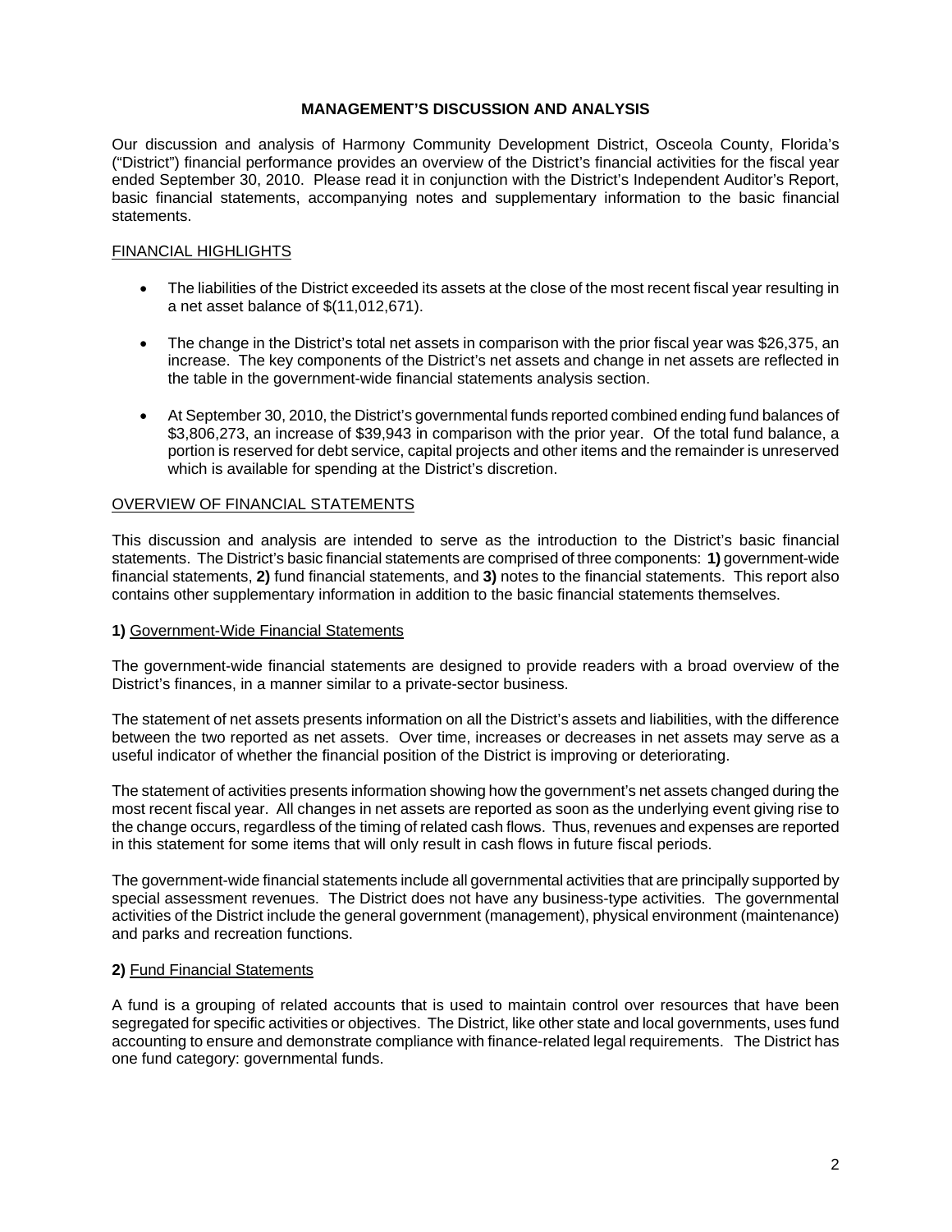# MANAGEMENT'S DISCUSSION AND ANALYSIS

Our discussion and analysis of Harmony Community Development District, Osceola County, Florida's ("District") financial performance provides an overview of the District's financial activities for the fiscal year ended September 30, 2010. Please read it in conjunction with the District's Independent Auditor's Report, basic financial statements, accompanying notes and supplementary information to the basic financial statements.

## FINANCIAL HIGHLIGHTS

- The liabilities of the District exceeded its assets at the close of the most recent fiscal year resulting in a net asset balance of $(11,012,671).
- The change in the District's total net assets in comparison with the prior fiscal year was $26,375, an increase. The key components of the District's net assets and change in net assets are reflected in the table in the government-wide financial statements analysis section.
- At September 30, 2010, the District's governmental funds reported combined ending fund balances of $3,806,273, an increase of $39,943 in comparison with the prior year. Of the total fund balance, a portion is reserved for debt service, capital projects and other items and the remainder is unreserved which is available for spending at the District's discretion.

## OVERVIEW OF FINANCIAL STATEMENTS

This discussion and analysis are intended to serve as the introduction to the District's basic financial statements. The District's basic financial statements are comprised of three components: **1)** government-wide financial statements, **2)** fund financial statements, and **3)** notes to the financial statements. This report also contains other supplementary information in addition to the basic financial statements themselves.

### 1) Government-Wide Financial Statements

The government-wide financial statements are designed to provide readers with a broad overview of the District's finances, in a manner similar to a private-sector business.

The statement of net assets presents information on all the District's assets and liabilities, with the difference between the two reported as net assets. Over time, increases or decreases in net assets may serve as a useful indicator of whether the financial position of the District is improving or deteriorating.

The statement of activities presents information showing how the government's net assets changed during the most recent fiscal year. All changes in net assets are reported as soon as the underlying event giving rise to the change occurs, regardless of the timing of related cash flows. Thus, revenues and expenses are reported in this statement for some items that will only result in cash flows in future fiscal periods.

The government-wide financial statements include all governmental activities that are principally supported by special assessment revenues. The District does not have any business-type activities. The governmental activities of the District include the general government (management), physical environment (maintenance) and parks and recreation functions.

### 2) Fund Financial Statements

A fund is a grouping of related accounts that is used to maintain control over resources that have been segregated for specific activities or objectives. The District, like other state and local governments, uses fund accounting to ensure and demonstrate compliance with finance-related legal requirements. The District has one fund category: governmental funds.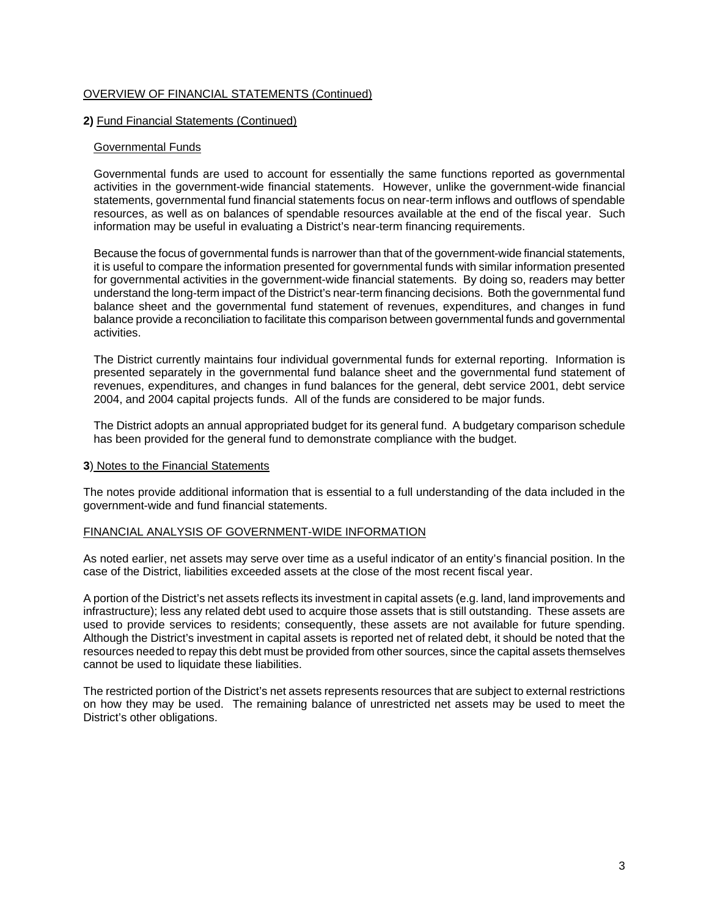## OVERVIEW OF FINANCIAL STATEMENTS (Continued)

### **2)** Fund Financial Statements (Continued)

#### Governmental Funds

Governmental funds are used to account for essentially the same functions reported as governmental activities in the government-wide financial statements. However, unlike the government-wide financial statements, governmental fund financial statements focus on near-term inflows and outflows of spendable resources, as well as on balances of spendable resources available at the end of the fiscal year. Such information may be useful in evaluating a District's near-term financing requirements.

Because the focus of governmental funds is narrower than that of the government-wide financial statements, it is useful to compare the information presented for governmental funds with similar information presented for governmental activities in the government-wide financial statements. By doing so, readers may better understand the long-term impact of the District's near-term financing decisions. Both the governmental fund balance sheet and the governmental fund statement of revenues, expenditures, and changes in fund balance provide a reconciliation to facilitate this comparison between governmental funds and governmental activities.

The District currently maintains four individual governmental funds for external reporting. Information is presented separately in the governmental fund balance sheet and the governmental fund statement of revenues, expenditures, and changes in fund balances for the general, debt service 2001, debt service 2004, and 2004 capital projects funds. All of the funds are considered to be major funds.

The District adopts an annual appropriated budget for its general fund. A budgetary comparison schedule has been provided for the general fund to demonstrate compliance with the budget.

### **3**) Notes to the Financial Statements

The notes provide additional information that is essential to a full understanding of the data included in the government-wide and fund financial statements.

## FINANCIAL ANALYSIS OF GOVERNMENT-WIDE INFORMATION

As noted earlier, net assets may serve over time as a useful indicator of an entity's financial position. In the case of the District, liabilities exceeded assets at the close of the most recent fiscal year.

A portion of the District's net assets reflects its investment in capital assets (e.g. land, land improvements and infrastructure); less any related debt used to acquire those assets that is still outstanding. These assets are used to provide services to residents; consequently, these assets are not available for future spending. Although the District's investment in capital assets is reported net of related debt, it should be noted that the resources needed to repay this debt must be provided from other sources, since the capital assets themselves cannot be used to liquidate these liabilities.

The restricted portion of the District's net assets represents resources that are subject to external restrictions on how they may be used. The remaining balance of unrestricted net assets may be used to meet the District's other obligations.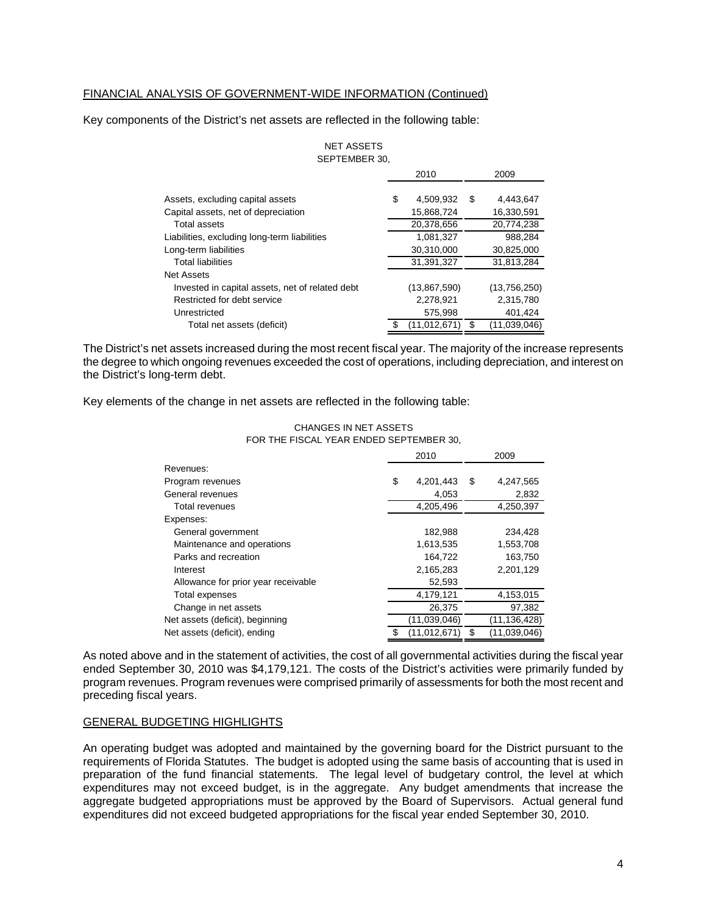FINANCIAL ANALYSIS OF GOVERNMENT-WIDE INFORMATION (Continued)

Key components of the District's net assets are reflected in the following table:

NET ASSETS
SEPTEMBER 30,

| | 2010 | 2009 |
|---|---|---|
| Assets, excluding capital assets | $ 4,509,932 | $ 4,443,647 |
| Capital assets, net of depreciation | 15,868,724 | 16,330,591 |
| Total assets | 20,378,656 | 20,774,238 |
| Liabilities, excluding long-term liabilities | 1,081,327 | 988,284 |
| Long-term liabilities | 30,310,000 | 30,825,000 |
| Total liabilities | 31,391,327 | 31,813,284 |
| Net Assets | | |
| Invested in capital assets, net of related debt | (13,867,590) | (13,756,250) |
| Restricted for debt service | 2,278,921 | 2,315,780 |
| Unrestricted | 575,998 | 401,424 |
| Total net assets (deficit) | $ (11,012,671) | $ (11,039,046) |

The District's net assets increased during the most recent fiscal year. The majority of the increase represents the degree to which ongoing revenues exceeded the cost of operations, including depreciation, and interest on the District's long-term debt.

Key elements of the change in net assets are reflected in the following table:

CHANGES IN NET ASSETS
FOR THE FISCAL YEAR ENDED SEPTEMBER 30,

| | 2010 | 2009 |
|---|---|---|
| Revenues: | | |
| Program revenues | $ 4,201,443 | $ 4,247,565 |
| General revenues | 4,053 | 2,832 |
| Total revenues | 4,205,496 | 4,250,397 |
| Expenses: | | |
| General government | 182,988 | 234,428 |
| Maintenance and operations | 1,613,535 | 1,553,708 |
| Parks and recreation | 164,722 | 163,750 |
| Interest | 2,165,283 | 2,201,129 |
| Allowance for prior year receivable | 52,593 | |
| Total expenses | 4,179,121 | 4,153,015 |
| Change in net assets | 26,375 | 97,382 |
| Net assets (deficit), beginning | (11,039,046) | (11,136,428) |
| Net assets (deficit), ending | $ (11,012,671) | $ (11,039,046) |

As noted above and in the statement of activities, the cost of all governmental activities during the fiscal year ended September 30, 2010 was $4,179,121. The costs of the District's activities were primarily funded by program revenues. Program revenues were comprised primarily of assessments for both the most recent and preceding fiscal years.

GENERAL BUDGETING HIGHLIGHTS

An operating budget was adopted and maintained by the governing board for the District pursuant to the requirements of Florida Statutes. The budget is adopted using the same basis of accounting that is used in preparation of the fund financial statements. The legal level of budgetary control, the level at which expenditures may not exceed budget, is in the aggregate. Any budget amendments that increase the aggregate budgeted appropriations must be approved by the Board of Supervisors. Actual general fund expenditures did not exceed budgeted appropriations for the fiscal year ended September 30, 2010.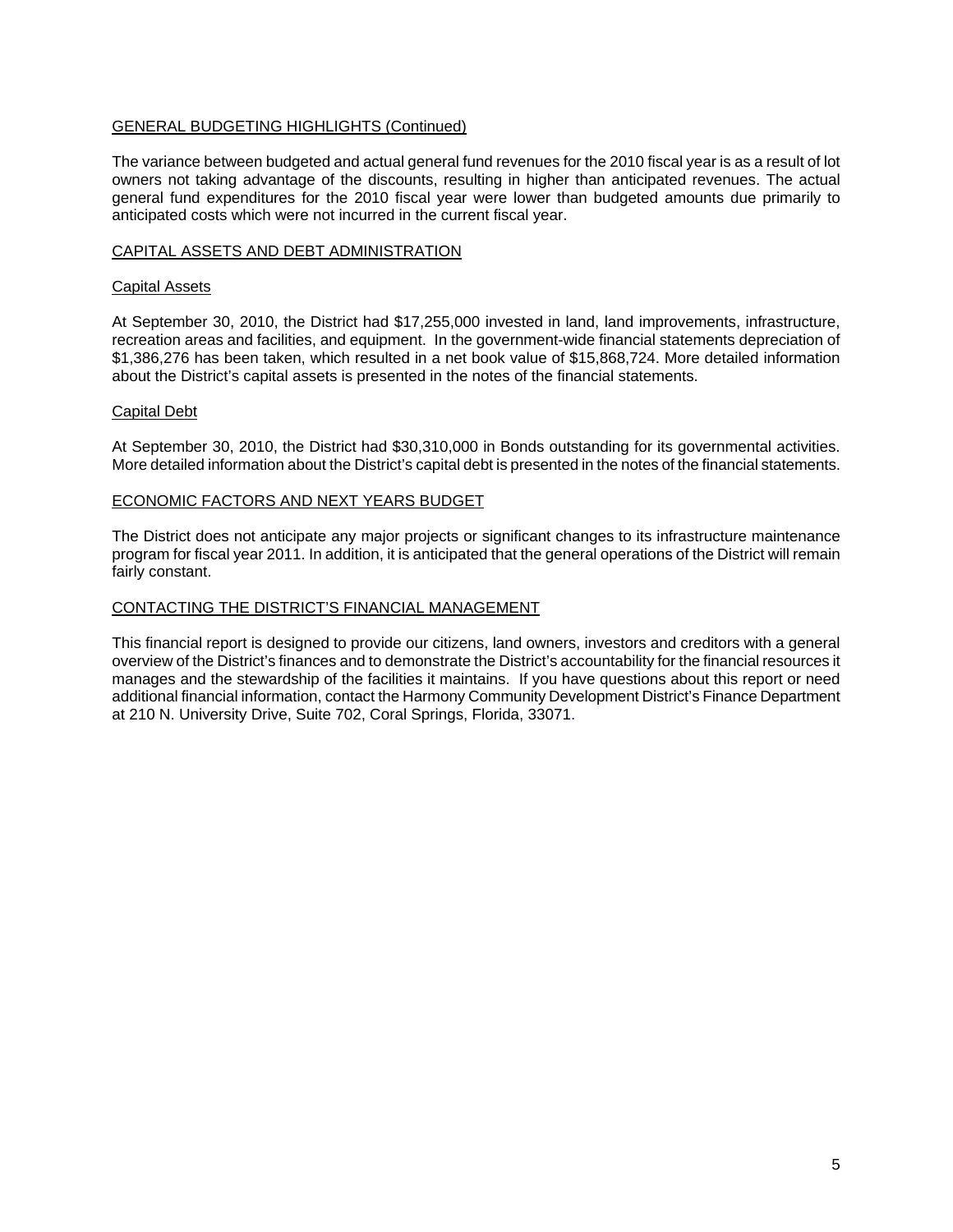## GENERAL BUDGETING HIGHLIGHTS (Continued)

The variance between budgeted and actual general fund revenues for the 2010 fiscal year is as a result of lot owners not taking advantage of the discounts, resulting in higher than anticipated revenues. The actual general fund expenditures for the 2010 fiscal year were lower than budgeted amounts due primarily to anticipated costs which were not incurred in the current fiscal year.

## CAPITAL ASSETS AND DEBT ADMINISTRATION

### Capital Assets

At September 30, 2010, the District had $17,255,000 invested in land, land improvements, infrastructure, recreation areas and facilities, and equipment. In the government-wide financial statements depreciation of $1,386,276 has been taken, which resulted in a net book value of $15,868,724. More detailed information about the District's capital assets is presented in the notes of the financial statements.

### Capital Debt

At September 30, 2010, the District had $30,310,000 in Bonds outstanding for its governmental activities. More detailed information about the District's capital debt is presented in the notes of the financial statements.

## ECONOMIC FACTORS AND NEXT YEARS BUDGET

The District does not anticipate any major projects or significant changes to its infrastructure maintenance program for fiscal year 2011. In addition, it is anticipated that the general operations of the District will remain fairly constant.

## CONTACTING THE DISTRICT'S FINANCIAL MANAGEMENT

This financial report is designed to provide our citizens, land owners, investors and creditors with a general overview of the District's finances and to demonstrate the District's accountability for the financial resources it manages and the stewardship of the facilities it maintains. If you have questions about this report or need additional financial information, contact the Harmony Community Development District's Finance Department at 210 N. University Drive, Suite 702, Coral Springs, Florida, 33071.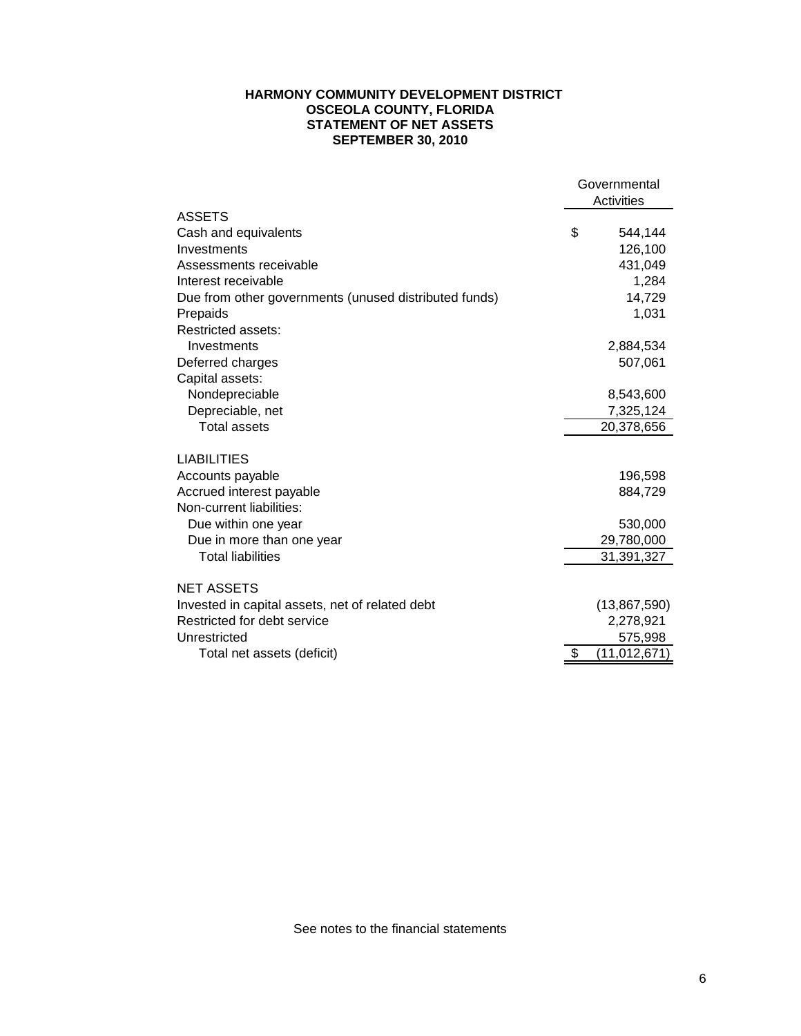**HARMONY COMMUNITY DEVELOPMENT DISTRICT**
**OSCEOLA COUNTY, FLORIDA**
**STATEMENT OF NET ASSETS**
**SEPTEMBER 30, 2010**

| | Governmental Activities |
|---|---|
| **ASSETS** | |
| Cash and equivalents | $ 544,144 |
| Investments | 126,100 |
| Assessments receivable | 431,049 |
| Interest receivable | 1,284 |
| Due from other governments (unused distributed funds) | 14,729 |
| Prepaids | 1,031 |
| Restricted assets: | |
| Investments | 2,884,534 |
| Deferred charges | 507,061 |
| Capital assets: | |
| Nondepreciable | 8,543,600 |
| Depreciable, net | 7,325,124 |
| Total assets | 20,378,656 |
| **LIABILITIES** | |
| Accounts payable | 196,598 |
| Accrued interest payable | 884,729 |
| Non-current liabilities: | |
| Due within one year | 530,000 |
| Due in more than one year | 29,780,000 |
| Total liabilities | 31,391,327 |
| **NET ASSETS** | |
| Invested in capital assets, net of related debt | (13,867,590) |
| Restricted for debt service | 2,278,921 |
| Unrestricted | 575,998 |
| Total net assets (deficit) | $ (11,012,671) |

See notes to the financial statements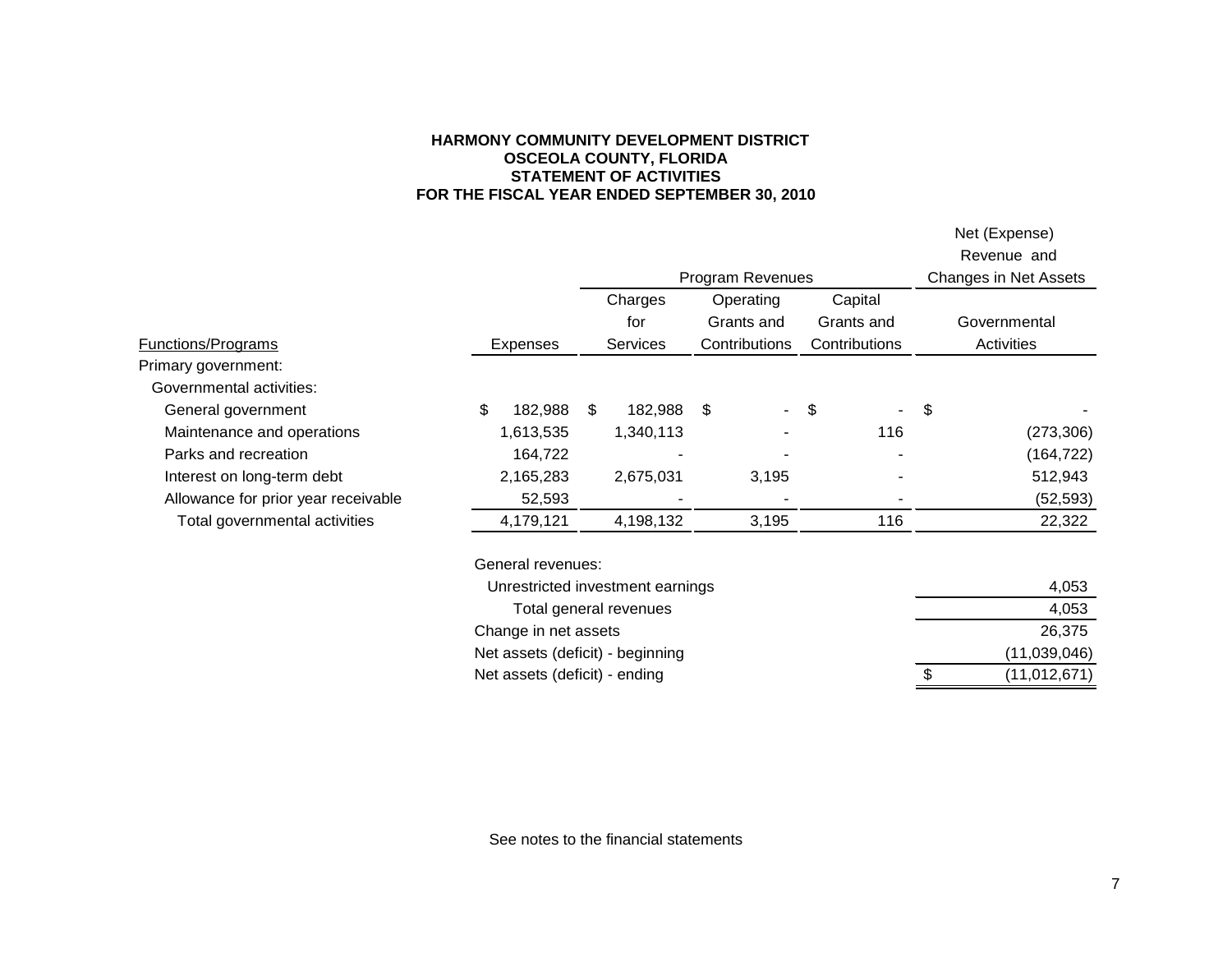**HARMONY COMMUNITY DEVELOPMENT DISTRICT**
**OSCEOLA COUNTY, FLORIDA**
**STATEMENT OF ACTIVITIES**
**FOR THE FISCAL YEAR ENDED SEPTEMBER 30, 2010**

| | | Program Revenues | | | Net (Expense) Revenue and Changes in Net Assets |
|---|---|---|---|---|---|
| Functions/Programs | Expenses | Charges for Services | Operating Grants and Contributions | Capital Grants and Contributions | Governmental Activities |
| Primary government: | | | | | |
| Governmental activities: | | | | | |
| General government | $ 182,988 | $ 182,988 | $ - | $ - | $ - |
| Maintenance and operations | 1,613,535 | 1,340,113 | - | 116 | (273,306) |
| Parks and recreation | 164,722 | - | - | - | (164,722) |
| Interest on long-term debt | 2,165,283 | 2,675,031 | 3,195 | - | 512,943 |
| Allowance for prior year receivable | 52,593 | - | - | - | (52,593) |
| Total governmental activities | 4,179,121 | 4,198,132 | 3,195 | 116 | 22,322 |
| | General revenues: | | | | |
| | Unrestricted investment earnings | | | | 4,053 |
| | Total general revenues | | | | 4,053 |
| | Change in net assets | | | | 26,375 |
| | Net assets (deficit) - beginning | | | | (11,039,046) |
| | Net assets (deficit) - ending | | | | $ (11,012,671) |

See notes to the financial statements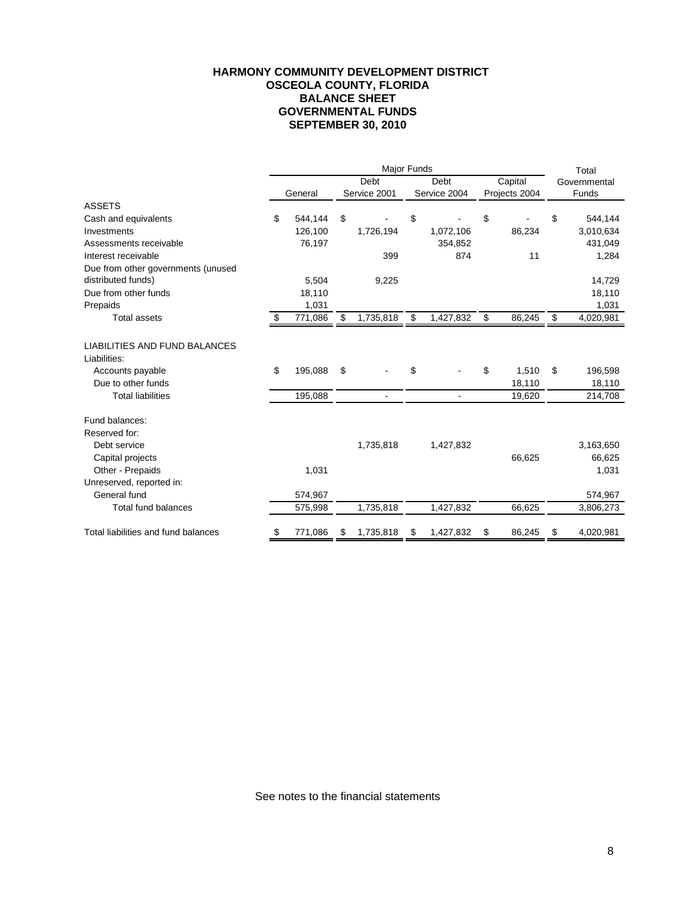# HARMONY COMMUNITY DEVELOPMENT DISTRICT
## OSCEOLA COUNTY, FLORIDA
## BALANCE SHEET
## GOVERNMENTAL FUNDS
## SEPTEMBER 30, 2010

| | Major Funds | | | | Total |
|---|---|---|---|---|---|
| | General | Debt Service 2001 | Debt Service 2004 | Capital Projects 2004 | Governmental Funds |
| **ASSETS** | | | | | |
| Cash and equivalents | $ 544,144 | $ - | $ - | $ - | $ 544,144 |
| Investments | 126,100 | 1,726,194 | 1,072,106 | 86,234 | 3,010,634 |
| Assessments receivable | 76,197 | | 354,852 | | 431,049 |
| Interest receivable | | 399 | 874 | 11 | 1,284 |
| Due from other governments (unused distributed funds) | 5,504 | 9,225 | | | 14,729 |
| Due from other funds | 18,110 | | | | 18,110 |
| Prepaids | 1,031 | | | | 1,031 |
| Total assets | $ 771,086 | $ 1,735,818 | $ 1,427,832 | $ 86,245 | $ 4,020,981 |
| | | | | | |
| **LIABILITIES AND FUND BALANCES** | | | | | |
| Liabilities: | | | | | |
| Accounts payable | $ 195,088 | $ - | $ - | $ 1,510 | $ 196,598 |
| Due to other funds | | | | 18,110 | 18,110 |
| Total liabilities | 195,088 | - | - | 19,620 | 214,708 |
| | | | | | |
| Fund balances: | | | | | |
| Reserved for: | | | | | |
| Debt service | | 1,735,818 | 1,427,832 | | 3,163,650 |
| Capital projects | | | | 66,625 | 66,625 |
| Other - Prepaids | 1,031 | | | | 1,031 |
| Unreserved, reported in: | | | | | |
| General fund | 574,967 | | | | 574,967 |
| Total fund balances | 575,998 | 1,735,818 | 1,427,832 | 66,625 | 3,806,273 |
| | | | | | |
| Total liabilities and fund balances | $ 771,086 | $ 1,735,818 | $ 1,427,832 | $ 86,245 | $ 4,020,981 |

See notes to the financial statements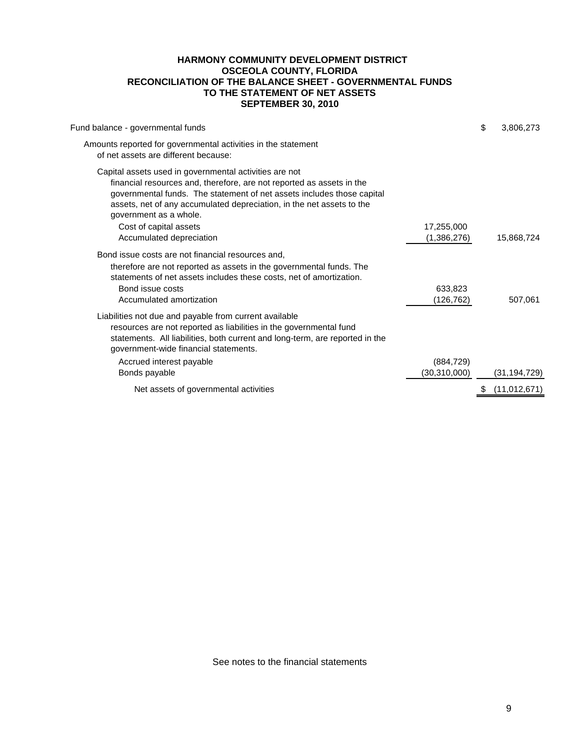**HARMONY COMMUNITY DEVELOPMENT DISTRICT**
**OSCEOLA COUNTY, FLORIDA**
**RECONCILIATION OF THE BALANCE SHEET - GOVERNMENTAL FUNDS**
**TO THE STATEMENT OF NET ASSETS**
**SEPTEMBER 30, 2010**

| | | |
|---|---|---|
| Fund balance - governmental funds | | $ 3,806,273 |
| Amounts reported for governmental activities in the statement of net assets are different because: | | |
| Capital assets used in governmental activities are not financial resources and, therefore, are not reported as assets in the governmental funds. The statement of net assets includes those capital assets, net of any accumulated depreciation, in the net assets to the government as a whole. | | |
| Cost of capital assets | 17,255,000 | |
| Accumulated depreciation | (1,386,276) | 15,868,724 |
| Bond issue costs are not financial resources and, therefore are not reported as assets in the governmental funds. The statements of net assets includes these costs, net of amortization. | | |
| Bond issue costs | 633,823 | |
| Accumulated amortization | (126,762) | 507,061 |
| Liabilities not due and payable from current available resources are not reported as liabilities in the governmental fund statements. All liabilities, both current and long-term, are reported in the government-wide financial statements. | | |
| Accrued interest payable | (884,729) | |
| Bonds payable | (30,310,000) | (31,194,729) |
| Net assets of governmental activities | | $ (11,012,671) |

See notes to the financial statements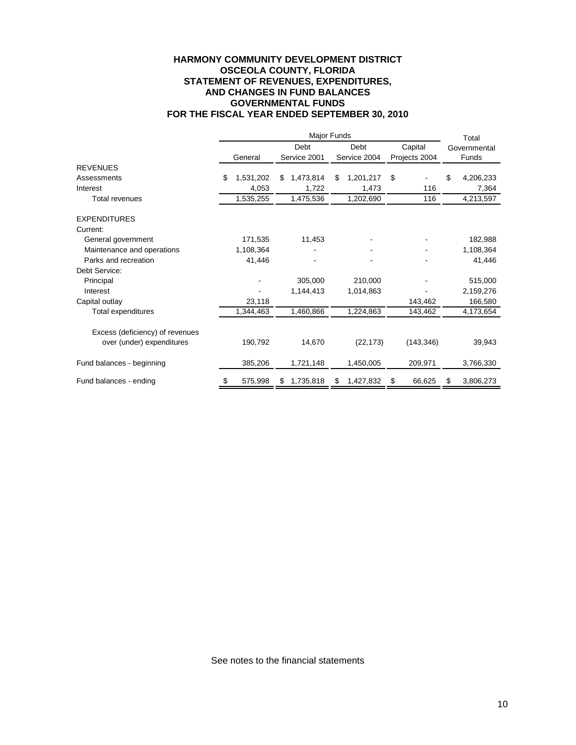# HARMONY COMMUNITY DEVELOPMENT DISTRICT
## OSCEOLA COUNTY, FLORIDA
## STATEMENT OF REVENUES, EXPENDITURES, AND CHANGES IN FUND BALANCES
## GOVERNMENTAL FUNDS
## FOR THE FISCAL YEAR ENDED SEPTEMBER 30, 2010

| | Major Funds | | | | Total |
|---|---|---|---|---|---|
| | General | Debt Service 2001 | Debt Service 2004 | Capital Projects 2004 | Governmental Funds |
| **REVENUES** | | | | | |
| Assessments | $ 1,531,202 | $ 1,473,814 | $ 1,201,217 | $ - | $ 4,206,233 |
| Interest | 4,053 | 1,722 | 1,473 | 116 | 7,364 |
| Total revenues | 1,535,255 | 1,475,536 | 1,202,690 | 116 | 4,213,597 |
| | | | | | |
| **EXPENDITURES** | | | | | |
| Current: | | | | | |
| General government | 171,535 | 11,453 | - | - | 182,988 |
| Maintenance and operations | 1,108,364 | - | - | - | 1,108,364 |
| Parks and recreation | 41,446 | - | - | - | 41,446 |
| Debt Service: | | | | | |
| Principal | - | 305,000 | 210,000 | - | 515,000 |
| Interest | - | 1,144,413 | 1,014,863 | - | 2,159,276 |
| Capital outlay | 23,118 | | | 143,462 | 166,580 |
| Total expenditures | 1,344,463 | 1,460,866 | 1,224,863 | 143,462 | 4,173,654 |
| | | | | | |
| Excess (deficiency) of revenues over (under) expenditures | 190,792 | 14,670 | (22,173) | (143,346) | 39,943 |
| | | | | | |
| Fund balances - beginning | 385,206 | 1,721,148 | 1,450,005 | 209,971 | 3,766,330 |
| | | | | | |
| Fund balances - ending | $ 575,998 | $ 1,735,818 | $ 1,427,832 | $ 66,625 | $ 3,806,273 |

See notes to the financial statements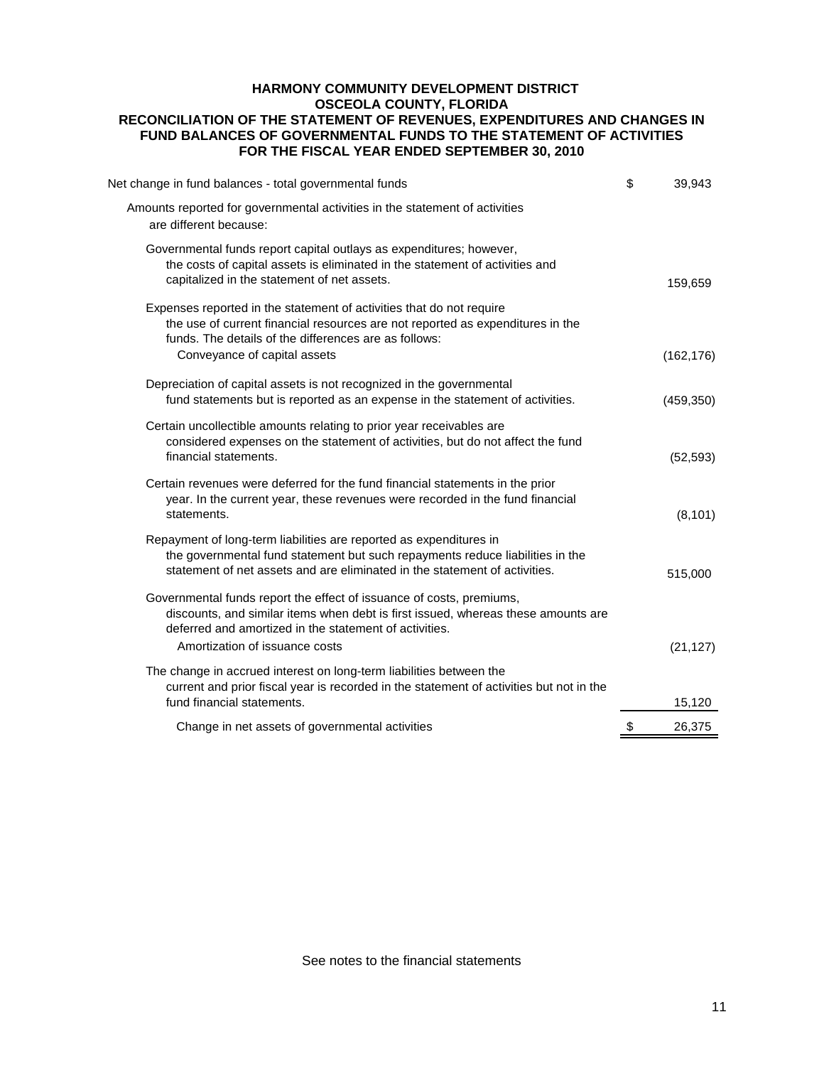**HARMONY COMMUNITY DEVELOPMENT DISTRICT**
**OSCEOLA COUNTY, FLORIDA**
**RECONCILIATION OF THE STATEMENT OF REVENUES, EXPENDITURES AND CHANGES IN FUND BALANCES OF GOVERNMENTAL FUNDS TO THE STATEMENT OF ACTIVITIES**
**FOR THE FISCAL YEAR ENDED SEPTEMBER 30, 2010**

| | | |
|---|---|---|
| Net change in fund balances - total governmental funds | $ | 39,943 |
| Amounts reported for governmental activities in the statement of activities are different because: | | |
| Governmental funds report capital outlays as expenditures; however, the costs of capital assets is eliminated in the statement of activities and capitalized in the statement of net assets. | | 159,659 |
| Expenses reported in the statement of activities that do not require the use of current financial resources are not reported as expenditures in the funds. The details of the differences are as follows: | | |
| Conveyance of capital assets | | (162,176) |
| Depreciation of capital assets is not recognized in the governmental fund statements but is reported as an expense in the statement of activities. | | (459,350) |
| Certain uncollectible amounts relating to prior year receivables are considered expenses on the statement of activities, but do not affect the fund financial statements. | | (52,593) |
| Certain revenues were deferred for the fund financial statements in the prior year. In the current year, these revenues were recorded in the fund financial statements. | | (8,101) |
| Repayment of long-term liabilities are reported as expenditures in the governmental fund statement but such repayments reduce liabilities in the statement of net assets and are eliminated in the statement of activities. | | 515,000 |
| Governmental funds report the effect of issuance of costs, premiums, discounts, and similar items when debt is first issued, whereas these amounts are deferred and amortized in the statement of activities. | | |
| Amortization of issuance costs | | (21,127) |
| The change in accrued interest on long-term liabilities between the current and prior fiscal year is recorded in the statement of activities but not in the fund financial statements. | | 15,120 |
| Change in net assets of governmental activities | $ | 26,375 |

See notes to the financial statements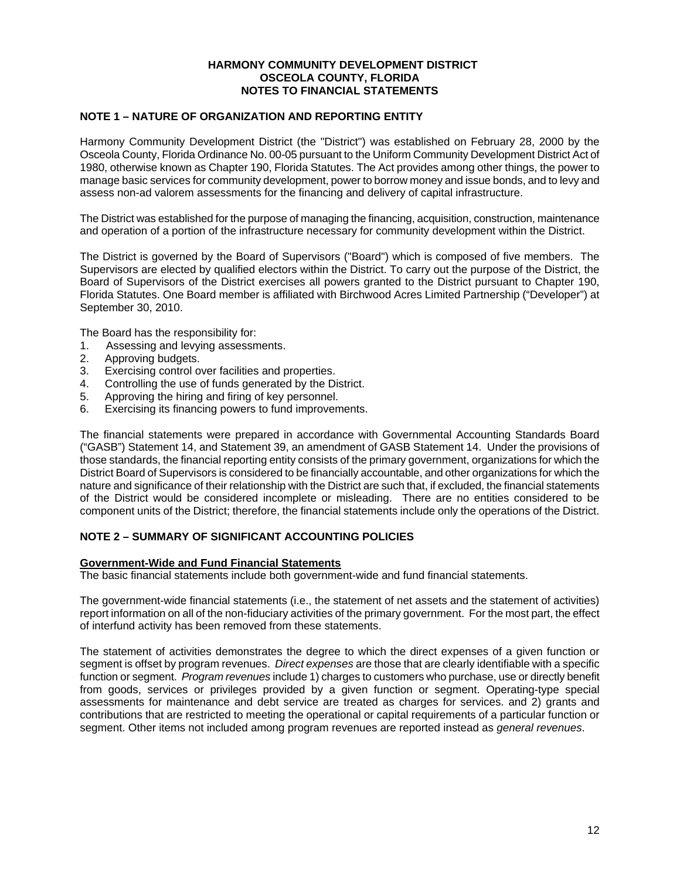**HARMONY COMMUNITY DEVELOPMENT DISTRICT**
**OSCEOLA COUNTY, FLORIDA**
**NOTES TO FINANCIAL STATEMENTS**

## NOTE 1 – NATURE OF ORGANIZATION AND REPORTING ENTITY

Harmony Community Development District (the "District") was established on February 28, 2000 by the Osceola County, Florida Ordinance No. 00-05 pursuant to the Uniform Community Development District Act of 1980, otherwise known as Chapter 190, Florida Statutes. The Act provides among other things, the power to manage basic services for community development, power to borrow money and issue bonds, and to levy and assess non-ad valorem assessments for the financing and delivery of capital infrastructure.

The District was established for the purpose of managing the financing, acquisition, construction, maintenance and operation of a portion of the infrastructure necessary for community development within the District.

The District is governed by the Board of Supervisors ("Board") which is composed of five members. The Supervisors are elected by qualified electors within the District. To carry out the purpose of the District, the Board of Supervisors of the District exercises all powers granted to the District pursuant to Chapter 190, Florida Statutes. One Board member is affiliated with Birchwood Acres Limited Partnership ("Developer") at September 30, 2010.

The Board has the responsibility for:

1. Assessing and levying assessments.
2. Approving budgets.
3. Exercising control over facilities and properties.
4. Controlling the use of funds generated by the District.
5. Approving the hiring and firing of key personnel.
6. Exercising its financing powers to fund improvements.

The financial statements were prepared in accordance with Governmental Accounting Standards Board ("GASB") Statement 14, and Statement 39, an amendment of GASB Statement 14. Under the provisions of those standards, the financial reporting entity consists of the primary government, organizations for which the District Board of Supervisors is considered to be financially accountable, and other organizations for which the nature and significance of their relationship with the District are such that, if excluded, the financial statements of the District would be considered incomplete or misleading. There are no entities considered to be component units of the District; therefore, the financial statements include only the operations of the District.

## NOTE 2 – SUMMARY OF SIGNIFICANT ACCOUNTING POLICIES

### Government-Wide and Fund Financial Statements

The basic financial statements include both government-wide and fund financial statements.

The government-wide financial statements (i.e., the statement of net assets and the statement of activities) report information on all of the non-fiduciary activities of the primary government. For the most part, the effect of interfund activity has been removed from these statements.

The statement of activities demonstrates the degree to which the direct expenses of a given function or segment is offset by program revenues. *Direct expenses* are those that are clearly identifiable with a specific function or segment. *Program revenues* include 1) charges to customers who purchase, use or directly benefit from goods, services or privileges provided by a given function or segment. Operating-type special assessments for maintenance and debt service are treated as charges for services. and 2) grants and contributions that are restricted to meeting the operational or capital requirements of a particular function or segment. Other items not included among program revenues are reported instead as *general revenues*.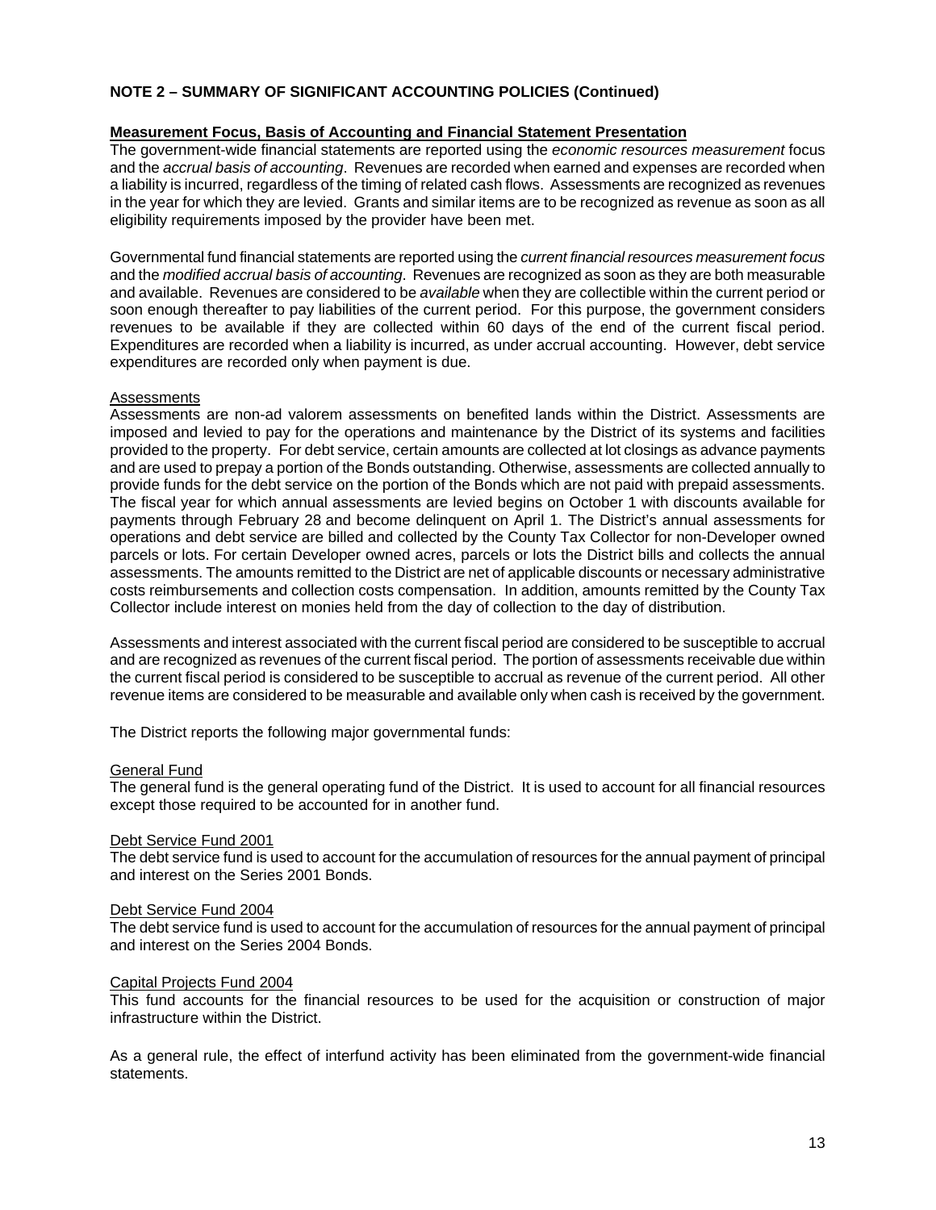**NOTE 2 – SUMMARY OF SIGNIFICANT ACCOUNTING POLICIES (Continued)**

**Measurement Focus, Basis of Accounting and Financial Statement Presentation**

The government-wide financial statements are reported using the *economic resources measurement* focus and the *accrual basis of accounting*. Revenues are recorded when earned and expenses are recorded when a liability is incurred, regardless of the timing of related cash flows. Assessments are recognized as revenues in the year for which they are levied. Grants and similar items are to be recognized as revenue as soon as all eligibility requirements imposed by the provider have been met.

Governmental fund financial statements are reported using the *current financial resources measurement focus* and the *modified accrual basis of accounting*. Revenues are recognized as soon as they are both measurable and available. Revenues are considered to be *available* when they are collectible within the current period or soon enough thereafter to pay liabilities of the current period. For this purpose, the government considers revenues to be available if they are collected within 60 days of the end of the current fiscal period. Expenditures are recorded when a liability is incurred, as under accrual accounting. However, debt service expenditures are recorded only when payment is due.

Assessments

Assessments are non-ad valorem assessments on benefited lands within the District. Assessments are imposed and levied to pay for the operations and maintenance by the District of its systems and facilities provided to the property. For debt service, certain amounts are collected at lot closings as advance payments and are used to prepay a portion of the Bonds outstanding. Otherwise, assessments are collected annually to provide funds for the debt service on the portion of the Bonds which are not paid with prepaid assessments. The fiscal year for which annual assessments are levied begins on October 1 with discounts available for payments through February 28 and become delinquent on April 1. The District's annual assessments for operations and debt service are billed and collected by the County Tax Collector for non-Developer owned parcels or lots. For certain Developer owned acres, parcels or lots the District bills and collects the annual assessments. The amounts remitted to the District are net of applicable discounts or necessary administrative costs reimbursements and collection costs compensation. In addition, amounts remitted by the County Tax Collector include interest on monies held from the day of collection to the day of distribution.

Assessments and interest associated with the current fiscal period are considered to be susceptible to accrual and are recognized as revenues of the current fiscal period. The portion of assessments receivable due within the current fiscal period is considered to be susceptible to accrual as revenue of the current period. All other revenue items are considered to be measurable and available only when cash is received by the government.

The District reports the following major governmental funds:

General Fund

The general fund is the general operating fund of the District. It is used to account for all financial resources except those required to be accounted for in another fund.

Debt Service Fund 2001

The debt service fund is used to account for the accumulation of resources for the annual payment of principal and interest on the Series 2001 Bonds.

Debt Service Fund 2004

The debt service fund is used to account for the accumulation of resources for the annual payment of principal and interest on the Series 2004 Bonds.

Capital Projects Fund 2004

This fund accounts for the financial resources to be used for the acquisition or construction of major infrastructure within the District.

As a general rule, the effect of interfund activity has been eliminated from the government-wide financial statements.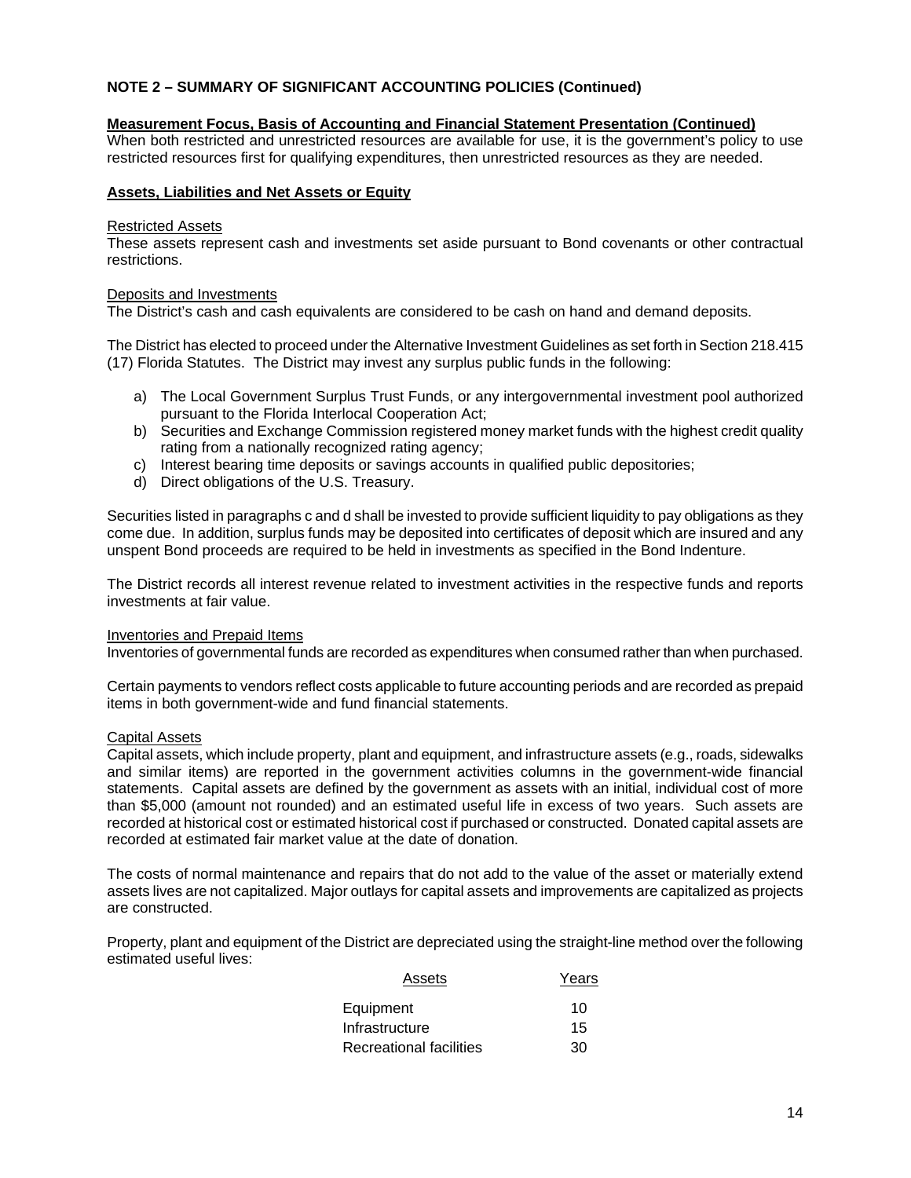## NOTE 2 – SUMMARY OF SIGNIFICANT ACCOUNTING POLICIES (Continued)

**Measurement Focus, Basis of Accounting and Financial Statement Presentation (Continued)**

When both restricted and unrestricted resources are available for use, it is the government's policy to use restricted resources first for qualifying expenditures, then unrestricted resources as they are needed.

**Assets, Liabilities and Net Assets or Equity**

Restricted Assets

These assets represent cash and investments set aside pursuant to Bond covenants or other contractual restrictions.

Deposits and Investments

The District's cash and cash equivalents are considered to be cash on hand and demand deposits.

The District has elected to proceed under the Alternative Investment Guidelines as set forth in Section 218.415 (17) Florida Statutes. The District may invest any surplus public funds in the following:

a) The Local Government Surplus Trust Funds, or any intergovernmental investment pool authorized pursuant to the Florida Interlocal Cooperation Act;
b) Securities and Exchange Commission registered money market funds with the highest credit quality rating from a nationally recognized rating agency;
c) Interest bearing time deposits or savings accounts in qualified public depositories;
d) Direct obligations of the U.S. Treasury.

Securities listed in paragraphs c and d shall be invested to provide sufficient liquidity to pay obligations as they come due. In addition, surplus funds may be deposited into certificates of deposit which are insured and any unspent Bond proceeds are required to be held in investments as specified in the Bond Indenture.

The District records all interest revenue related to investment activities in the respective funds and reports investments at fair value.

Inventories and Prepaid Items

Inventories of governmental funds are recorded as expenditures when consumed rather than when purchased.

Certain payments to vendors reflect costs applicable to future accounting periods and are recorded as prepaid items in both government-wide and fund financial statements.

Capital Assets

Capital assets, which include property, plant and equipment, and infrastructure assets (e.g., roads, sidewalks and similar items) are reported in the government activities columns in the government-wide financial statements. Capital assets are defined by the government as assets with an initial, individual cost of more than $5,000 (amount not rounded) and an estimated useful life in excess of two years. Such assets are recorded at historical cost or estimated historical cost if purchased or constructed. Donated capital assets are recorded at estimated fair market value at the date of donation.

The costs of normal maintenance and repairs that do not add to the value of the asset or materially extend assets lives are not capitalized. Major outlays for capital assets and improvements are capitalized as projects are constructed.

Property, plant and equipment of the District are depreciated using the straight-line method over the following estimated useful lives:

| Assets | Years |
|---|---|
| Equipment | 10 |
| Infrastructure | 15 |
| Recreational facilities | 30 |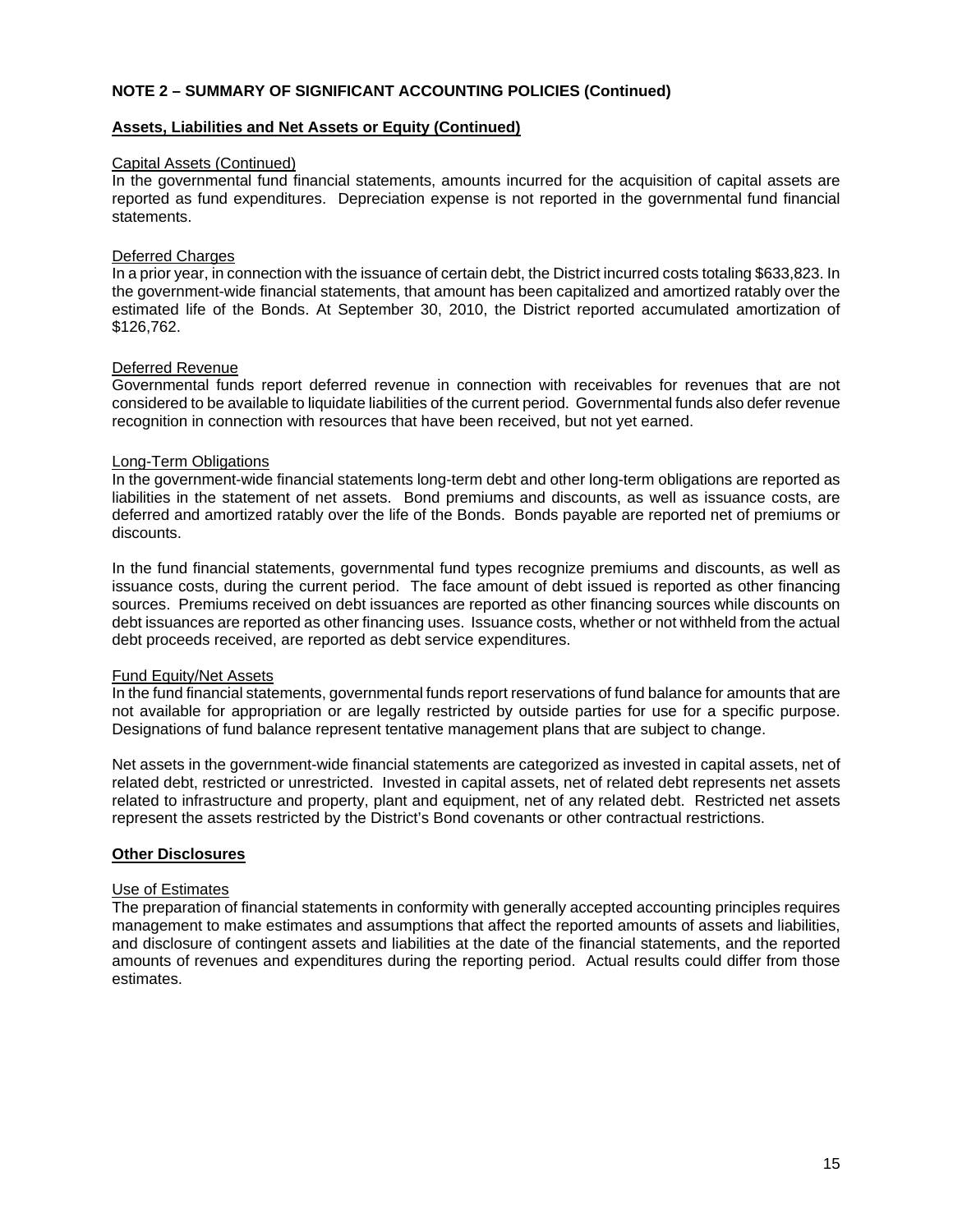## NOTE 2 – SUMMARY OF SIGNIFICANT ACCOUNTING POLICIES (Continued)

### Assets, Liabilities and Net Assets or Equity (Continued)

Capital Assets (Continued)

In the governmental fund financial statements, amounts incurred for the acquisition of capital assets are reported as fund expenditures. Depreciation expense is not reported in the governmental fund financial statements.

Deferred Charges

In a prior year, in connection with the issuance of certain debt, the District incurred costs totaling $633,823. In the government-wide financial statements, that amount has been capitalized and amortized ratably over the estimated life of the Bonds. At September 30, 2010, the District reported accumulated amortization of $126,762.

Deferred Revenue

Governmental funds report deferred revenue in connection with receivables for revenues that are not considered to be available to liquidate liabilities of the current period. Governmental funds also defer revenue recognition in connection with resources that have been received, but not yet earned.

Long-Term Obligations

In the government-wide financial statements long-term debt and other long-term obligations are reported as liabilities in the statement of net assets. Bond premiums and discounts, as well as issuance costs, are deferred and amortized ratably over the life of the Bonds. Bonds payable are reported net of premiums or discounts.

In the fund financial statements, governmental fund types recognize premiums and discounts, as well as issuance costs, during the current period. The face amount of debt issued is reported as other financing sources. Premiums received on debt issuances are reported as other financing sources while discounts on debt issuances are reported as other financing uses. Issuance costs, whether or not withheld from the actual debt proceeds received, are reported as debt service expenditures.

Fund Equity/Net Assets

In the fund financial statements, governmental funds report reservations of fund balance for amounts that are not available for appropriation or are legally restricted by outside parties for use for a specific purpose. Designations of fund balance represent tentative management plans that are subject to change.

Net assets in the government-wide financial statements are categorized as invested in capital assets, net of related debt, restricted or unrestricted. Invested in capital assets, net of related debt represents net assets related to infrastructure and property, plant and equipment, net of any related debt. Restricted net assets represent the assets restricted by the District's Bond covenants or other contractual restrictions.

### Other Disclosures

Use of Estimates

The preparation of financial statements in conformity with generally accepted accounting principles requires management to make estimates and assumptions that affect the reported amounts of assets and liabilities, and disclosure of contingent assets and liabilities at the date of the financial statements, and the reported amounts of revenues and expenditures during the reporting period. Actual results could differ from those estimates.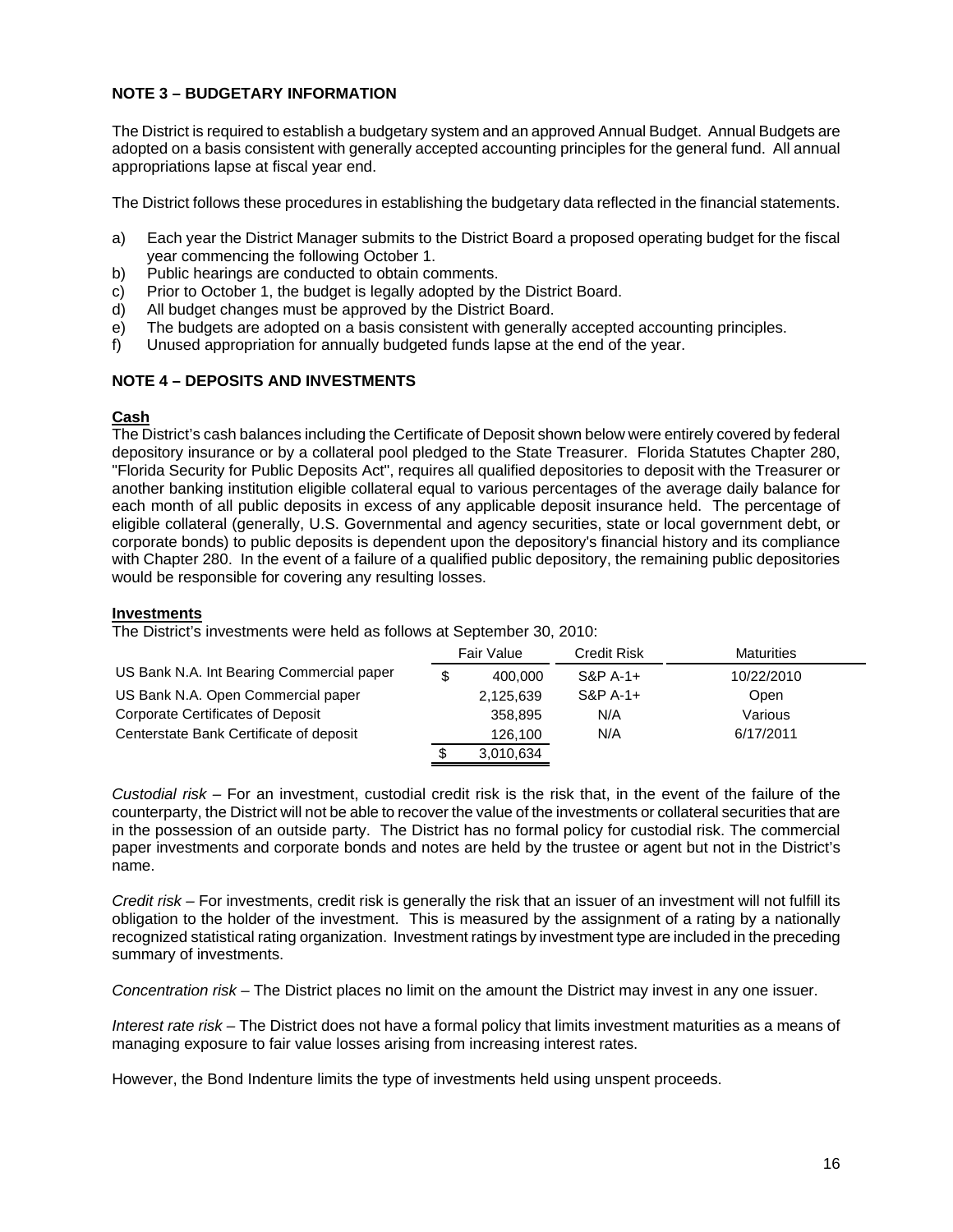## NOTE 3 – BUDGETARY INFORMATION

The District is required to establish a budgetary system and an approved Annual Budget. Annual Budgets are adopted on a basis consistent with generally accepted accounting principles for the general fund. All annual appropriations lapse at fiscal year end.

The District follows these procedures in establishing the budgetary data reflected in the financial statements.

a) Each year the District Manager submits to the District Board a proposed operating budget for the fiscal year commencing the following October 1.
b) Public hearings are conducted to obtain comments.
c) Prior to October 1, the budget is legally adopted by the District Board.
d) All budget changes must be approved by the District Board.
e) The budgets are adopted on a basis consistent with generally accepted accounting principles.
f) Unused appropriation for annually budgeted funds lapse at the end of the year.

## NOTE 4 – DEPOSITS AND INVESTMENTS

**Cash**

The District's cash balances including the Certificate of Deposit shown below were entirely covered by federal depository insurance or by a collateral pool pledged to the State Treasurer. Florida Statutes Chapter 280, "Florida Security for Public Deposits Act", requires all qualified depositories to deposit with the Treasurer or another banking institution eligible collateral equal to various percentages of the average daily balance for each month of all public deposits in excess of any applicable deposit insurance held. The percentage of eligible collateral (generally, U.S. Governmental and agency securities, state or local government debt, or corporate bonds) to public deposits is dependent upon the depository's financial history and its compliance with Chapter 280. In the event of a failure of a qualified public depository, the remaining public depositories would be responsible for covering any resulting losses.

**Investments**

The District's investments were held as follows at September 30, 2010:

| | Fair Value | Credit Risk | Maturities |
|---|---|---|---|
| US Bank N.A. Int Bearing Commercial paper | $ 400,000 | S&P A-1+ | 10/22/2010 |
| US Bank N.A. Open Commercial paper | 2,125,639 | S&P A-1+ | Open |
| Corporate Certificates of Deposit | 358,895 | N/A | Various |
| Centerstate Bank Certificate of deposit | 126,100 | N/A | 6/17/2011 |
| | $ 3,010,634 | | |

*Custodial risk* – For an investment, custodial credit risk is the risk that, in the event of the failure of the counterparty, the District will not be able to recover the value of the investments or collateral securities that are in the possession of an outside party. The District has no formal policy for custodial risk. The commercial paper investments and corporate bonds and notes are held by the trustee or agent but not in the District's name.

*Credit risk* – For investments, credit risk is generally the risk that an issuer of an investment will not fulfill its obligation to the holder of the investment. This is measured by the assignment of a rating by a nationally recognized statistical rating organization. Investment ratings by investment type are included in the preceding summary of investments.

*Concentration risk* – The District places no limit on the amount the District may invest in any one issuer.

*Interest rate risk* – The District does not have a formal policy that limits investment maturities as a means of managing exposure to fair value losses arising from increasing interest rates.

However, the Bond Indenture limits the type of investments held using unspent proceeds.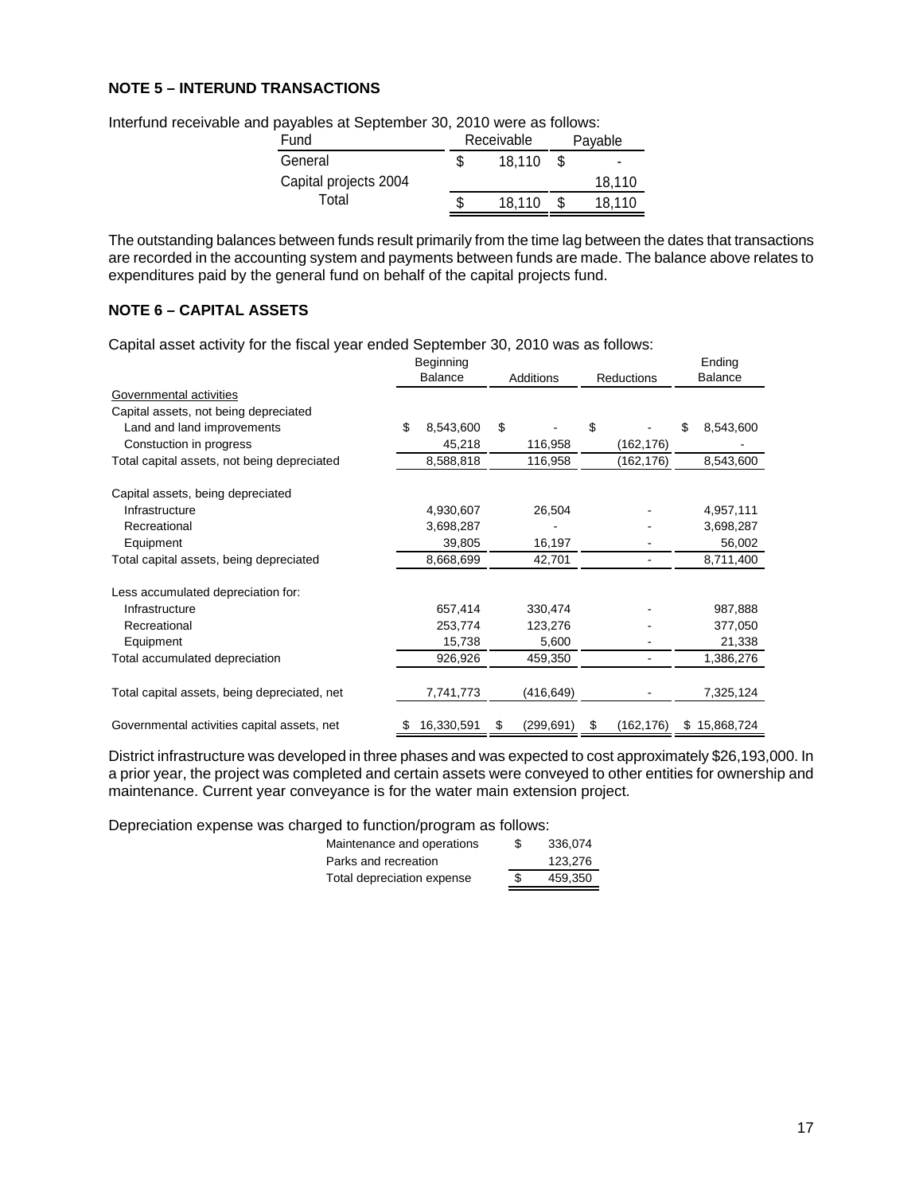**NOTE 5 – INTERUND TRANSACTIONS**

Interfund receivable and payables at September 30, 2010 were as follows:

| Fund | Receivable | Payable |
|---|---|---|
| General | $ 18,110 | $ - |
| Capital projects 2004 | | 18,110 |
| Total | $ 18,110 | $ 18,110 |

The outstanding balances between funds result primarily from the time lag between the dates that transactions are recorded in the accounting system and payments between funds are made. The balance above relates to expenditures paid by the general fund on behalf of the capital projects fund.

**NOTE 6 – CAPITAL ASSETS**

Capital asset activity for the fiscal year ended September 30, 2010 was as follows:

| | Beginning Balance | Additions | Reductions | Ending Balance |
|---|---|---|---|---|
| Governmental activities | | | | |
| Capital assets, not being depreciated | | | | |
| Land and land improvements | $ 8,543,600 | $ - | $ - | $ 8,543,600 |
| Constuction in progress | 45,218 | 116,958 | (162,176) | - |
| Total capital assets, not being depreciated | 8,588,818 | 116,958 | (162,176) | 8,543,600 |
| Capital assets, being depreciated | | | | |
| Infrastructure | 4,930,607 | 26,504 | - | 4,957,111 |
| Recreational | 3,698,287 | - | - | 3,698,287 |
| Equipment | 39,805 | 16,197 | - | 56,002 |
| Total capital assets, being depreciated | 8,668,699 | 42,701 | - | 8,711,400 |
| Less accumulated depreciation for: | | | | |
| Infrastructure | 657,414 | 330,474 | - | 987,888 |
| Recreational | 253,774 | 123,276 | - | 377,050 |
| Equipment | 15,738 | 5,600 | - | 21,338 |
| Total accumulated depreciation | 926,926 | 459,350 | - | 1,386,276 |
| Total capital assets, being depreciated, net | 7,741,773 | (416,649) | - | 7,325,124 |
| Governmental activities capital assets, net | $ 16,330,591 | $ (299,691) | $ (162,176) | $ 15,868,724 |

District infrastructure was developed in three phases and was expected to cost approximately $26,193,000. In a prior year, the project was completed and certain assets were conveyed to other entities for ownership and maintenance. Current year conveyance is for the water main extension project.

Depreciation expense was charged to function/program as follows:

| | |
|---|---|
| Maintenance and operations | $ 336,074 |
| Parks and recreation | 123,276 |
| Total depreciation expense | $ 459,350 |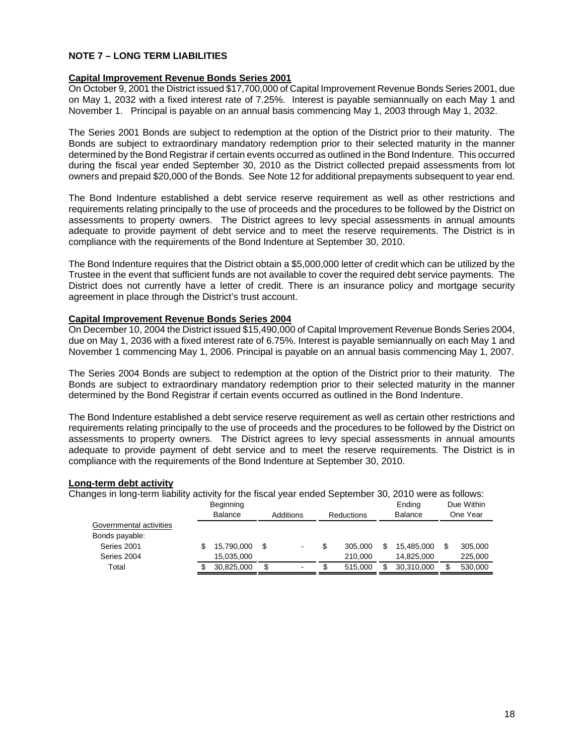## NOTE 7 – LONG TERM LIABILITIES

**Capital Improvement Revenue Bonds Series 2001**

On October 9, 2001 the District issued $17,700,000 of Capital Improvement Revenue Bonds Series 2001, due on May 1, 2032 with a fixed interest rate of 7.25%. Interest is payable semiannually on each May 1 and November 1. Principal is payable on an annual basis commencing May 1, 2003 through May 1, 2032.

The Series 2001 Bonds are subject to redemption at the option of the District prior to their maturity. The Bonds are subject to extraordinary mandatory redemption prior to their selected maturity in the manner determined by the Bond Registrar if certain events occurred as outlined in the Bond Indenture. This occurred during the fiscal year ended September 30, 2010 as the District collected prepaid assessments from lot owners and prepaid $20,000 of the Bonds. See Note 12 for additional prepayments subsequent to year end.

The Bond Indenture established a debt service reserve requirement as well as other restrictions and requirements relating principally to the use of proceeds and the procedures to be followed by the District on assessments to property owners. The District agrees to levy special assessments in annual amounts adequate to provide payment of debt service and to meet the reserve requirements. The District is in compliance with the requirements of the Bond Indenture at September 30, 2010.

The Bond Indenture requires that the District obtain a $5,000,000 letter of credit which can be utilized by the Trustee in the event that sufficient funds are not available to cover the required debt service payments. The District does not currently have a letter of credit. There is an insurance policy and mortgage security agreement in place through the District's trust account.

**Capital Improvement Revenue Bonds Series 2004**

On December 10, 2004 the District issued $15,490,000 of Capital Improvement Revenue Bonds Series 2004, due on May 1, 2036 with a fixed interest rate of 6.75%. Interest is payable semiannually on each May 1 and November 1 commencing May 1, 2006. Principal is payable on an annual basis commencing May 1, 2007.

The Series 2004 Bonds are subject to redemption at the option of the District prior to their maturity. The Bonds are subject to extraordinary mandatory redemption prior to their selected maturity in the manner determined by the Bond Registrar if certain events occurred as outlined in the Bond Indenture.

The Bond Indenture established a debt service reserve requirement as well as certain other restrictions and requirements relating principally to the use of proceeds and the procedures to be followed by the District on assessments to property owners. The District agrees to levy special assessments in annual amounts adequate to provide payment of debt service and to meet the reserve requirements. The District is in compliance with the requirements of the Bond Indenture at September 30, 2010.

**Long-term debt activity**

Changes in long-term liability activity for the fiscal year ended September 30, 2010 were as follows:

| | Beginning Balance | Additions | Reductions | Ending Balance | Due Within One Year |
|---|---|---|---|---|---|
| Governmental activities | | | | | |
| Bonds payable: | | | | | |
| Series 2001 | $ 15,790,000 | $ - | $ 305,000 | $ 15,485,000 | $ 305,000 |
| Series 2004 | 15,035,000 | | 210,000 | 14,825,000 | 225,000 |
| Total | $ 30,825,000 | $ - | $ 515,000 | $ 30,310,000 | $ 530,000 |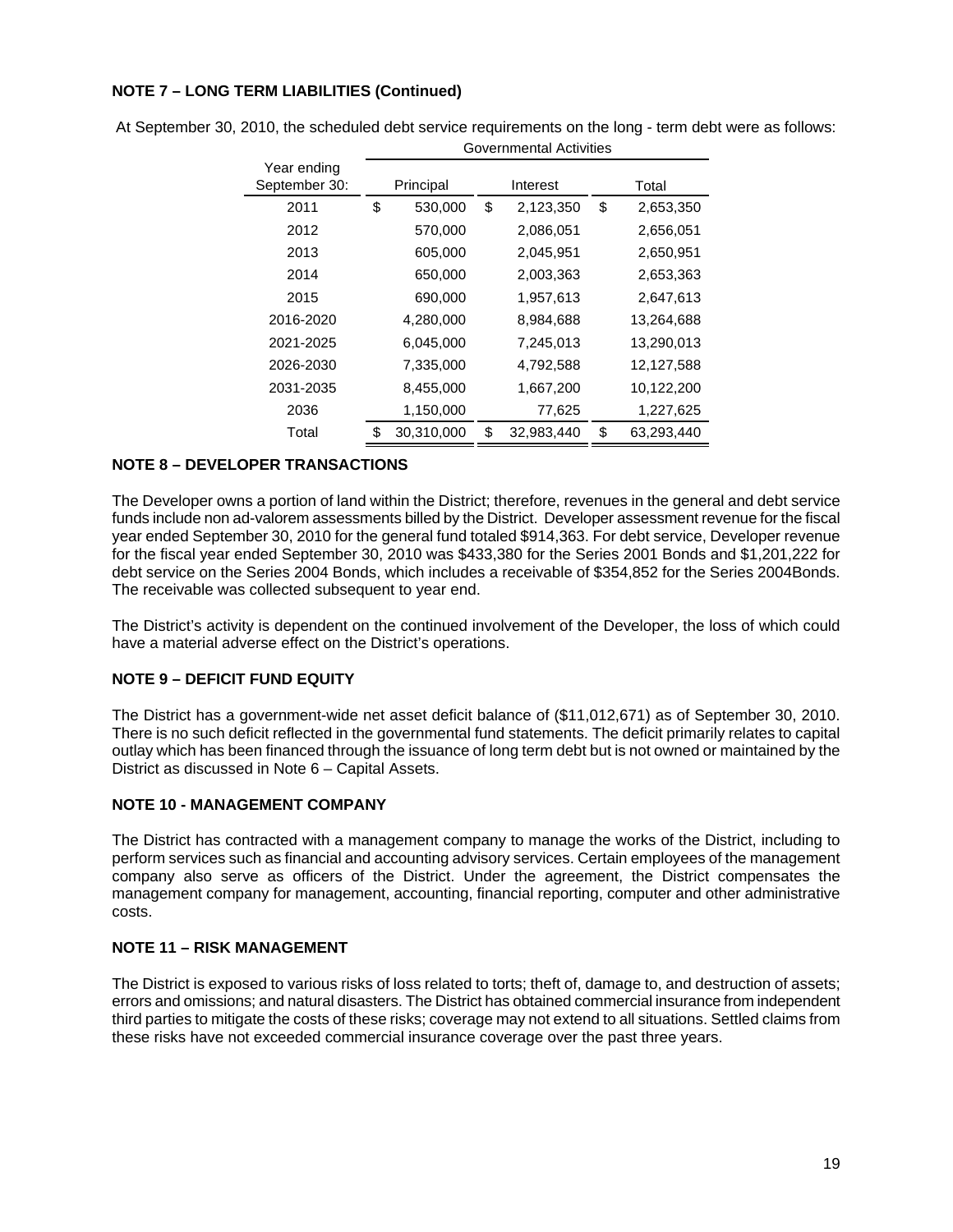**NOTE 7 – LONG TERM LIABILITIES (Continued)**

At September 30, 2010, the scheduled debt service requirements on the long - term debt were as follows:

| Year ending September 30: | Governmental Activities | | |
|---|---|---|---|
| | Principal | Interest | Total |
| 2011 | $ 530,000 | $ 2,123,350 | $ 2,653,350 |
| 2012 | 570,000 | 2,086,051 | 2,656,051 |
| 2013 | 605,000 | 2,045,951 | 2,650,951 |
| 2014 | 650,000 | 2,003,363 | 2,653,363 |
| 2015 | 690,000 | 1,957,613 | 2,647,613 |
| 2016-2020 | 4,280,000 | 8,984,688 | 13,264,688 |
| 2021-2025 | 6,045,000 | 7,245,013 | 13,290,013 |
| 2026-2030 | 7,335,000 | 4,792,588 | 12,127,588 |
| 2031-2035 | 8,455,000 | 1,667,200 | 10,122,200 |
| 2036 | 1,150,000 | 77,625 | 1,227,625 |
| Total | $ 30,310,000 | $ 32,983,440 | $ 63,293,440 |

**NOTE 8 – DEVELOPER TRANSACTIONS**

The Developer owns a portion of land within the District; therefore, revenues in the general and debt service funds include non ad-valorem assessments billed by the District. Developer assessment revenue for the fiscal year ended September 30, 2010 for the general fund totaled $914,363. For debt service, Developer revenue for the fiscal year ended September 30, 2010 was $433,380 for the Series 2001 Bonds and $1,201,222 for debt service on the Series 2004 Bonds, which includes a receivable of $354,852 for the Series 2004Bonds. The receivable was collected subsequent to year end.

The District's activity is dependent on the continued involvement of the Developer, the loss of which could have a material adverse effect on the District's operations.

**NOTE 9 – DEFICIT FUND EQUITY**

The District has a government-wide net asset deficit balance of ($11,012,671) as of September 30, 2010. There is no such deficit reflected in the governmental fund statements. The deficit primarily relates to capital outlay which has been financed through the issuance of long term debt but is not owned or maintained by the District as discussed in Note 6 – Capital Assets.

**NOTE 10 - MANAGEMENT COMPANY**

The District has contracted with a management company to manage the works of the District, including to perform services such as financial and accounting advisory services. Certain employees of the management company also serve as officers of the District. Under the agreement, the District compensates the management company for management, accounting, financial reporting, computer and other administrative costs.

**NOTE 11 – RISK MANAGEMENT**

The District is exposed to various risks of loss related to torts; theft of, damage to, and destruction of assets; errors and omissions; and natural disasters. The District has obtained commercial insurance from independent third parties to mitigate the costs of these risks; coverage may not extend to all situations. Settled claims from these risks have not exceeded commercial insurance coverage over the past three years.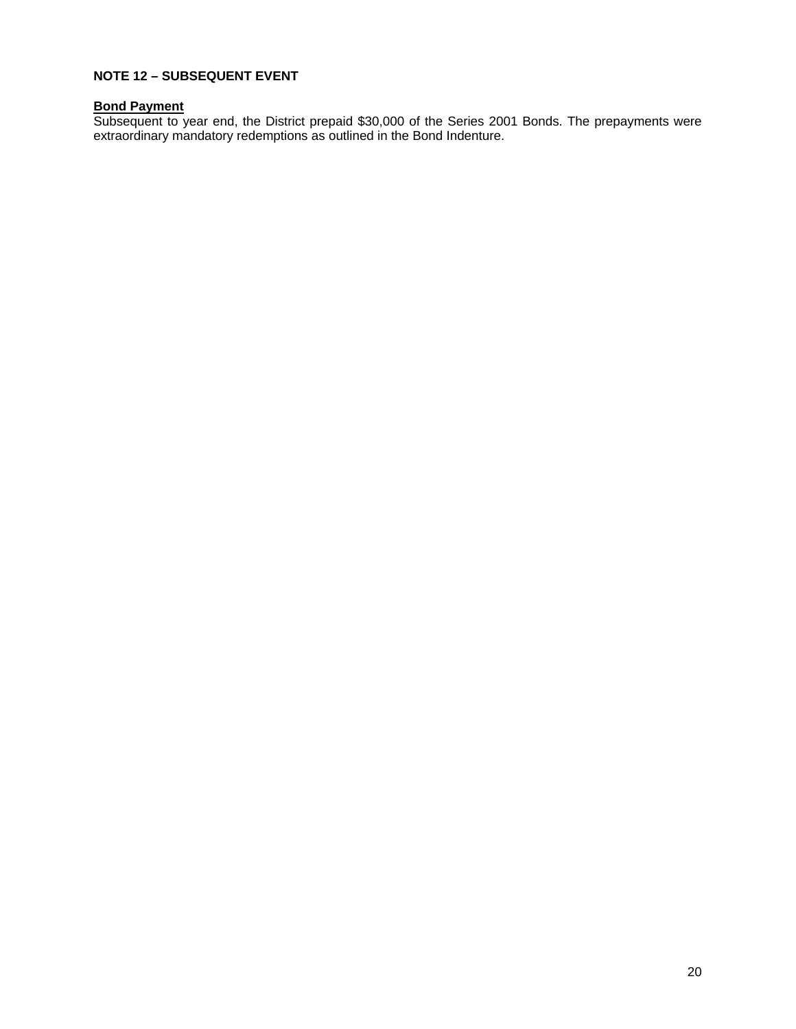## NOTE 12 – SUBSEQUENT EVENT

**Bond Payment**

Subsequent to year end, the District prepaid $30,000 of the Series 2001 Bonds. The prepayments were extraordinary mandatory redemptions as outlined in the Bond Indenture.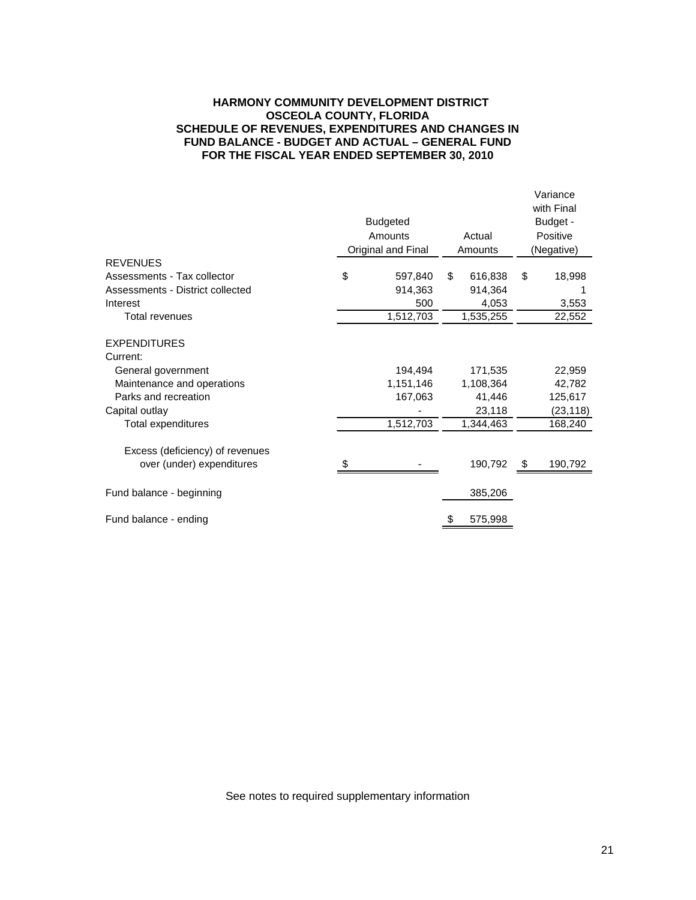**HARMONY COMMUNITY DEVELOPMENT DISTRICT**
**OSCEOLA COUNTY, FLORIDA**
**SCHEDULE OF REVENUES, EXPENDITURES AND CHANGES IN FUND BALANCE - BUDGET AND ACTUAL – GENERAL FUND**
**FOR THE FISCAL YEAR ENDED SEPTEMBER 30, 2010**

| | Budgeted Amounts Original and Final | Actual Amounts | Variance with Final Budget - Positive (Negative) |
|---|---|---|---|
| **REVENUES** | | | |
| Assessments - Tax collector | $ 597,840 | $ 616,838 | $ 18,998 |
| Assessments - District collected | 914,363 | 914,364 | 1 |
| Interest | 500 | 4,053 | 3,553 |
| Total revenues | 1,512,703 | 1,535,255 | 22,552 |
| **EXPENDITURES** | | | |
| Current: | | | |
| General government | 194,494 | 171,535 | 22,959 |
| Maintenance and operations | 1,151,146 | 1,108,364 | 42,782 |
| Parks and recreation | 167,063 | 41,446 | 125,617 |
| Capital outlay | - | 23,118 | (23,118) |
| Total expenditures | 1,512,703 | 1,344,463 | 168,240 |
| Excess (deficiency) of revenues over (under) expenditures | $ - | 190,792 | $ 190,792 |
| Fund balance - beginning | | 385,206 | |
| Fund balance - ending | | $ 575,998 | |

See notes to required supplementary information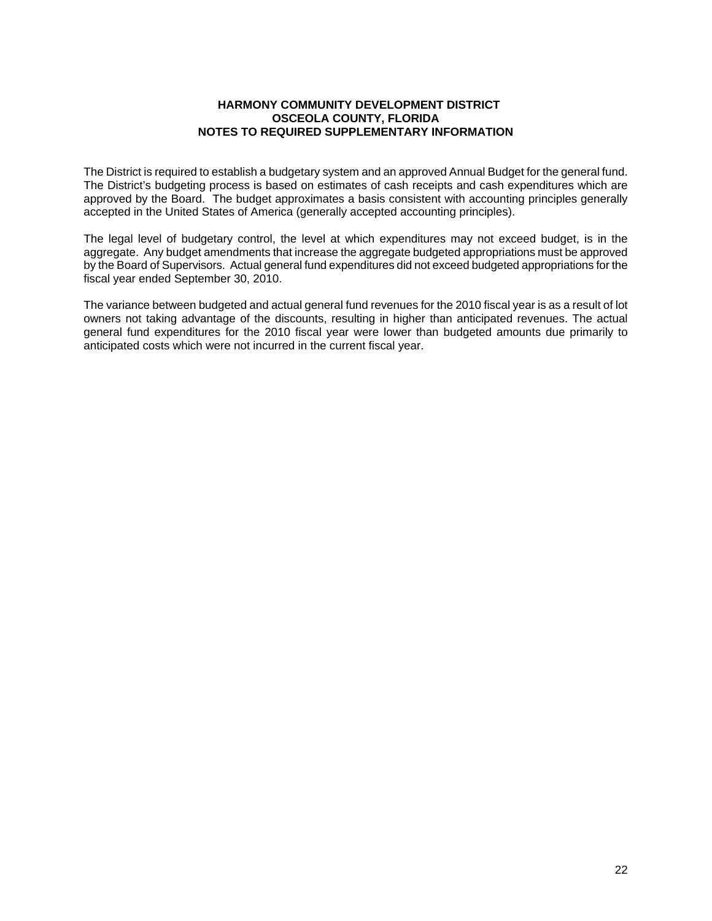**HARMONY COMMUNITY DEVELOPMENT DISTRICT**
**OSCEOLA COUNTY, FLORIDA**
**NOTES TO REQUIRED SUPPLEMENTARY INFORMATION**

The District is required to establish a budgetary system and an approved Annual Budget for the general fund. The District's budgeting process is based on estimates of cash receipts and cash expenditures which are approved by the Board. The budget approximates a basis consistent with accounting principles generally accepted in the United States of America (generally accepted accounting principles).

The legal level of budgetary control, the level at which expenditures may not exceed budget, is in the aggregate. Any budget amendments that increase the aggregate budgeted appropriations must be approved by the Board of Supervisors. Actual general fund expenditures did not exceed budgeted appropriations for the fiscal year ended September 30, 2010.

The variance between budgeted and actual general fund revenues for the 2010 fiscal year is as a result of lot owners not taking advantage of the discounts, resulting in higher than anticipated revenues. The actual general fund expenditures for the 2010 fiscal year were lower than budgeted amounts due primarily to anticipated costs which were not incurred in the current fiscal year.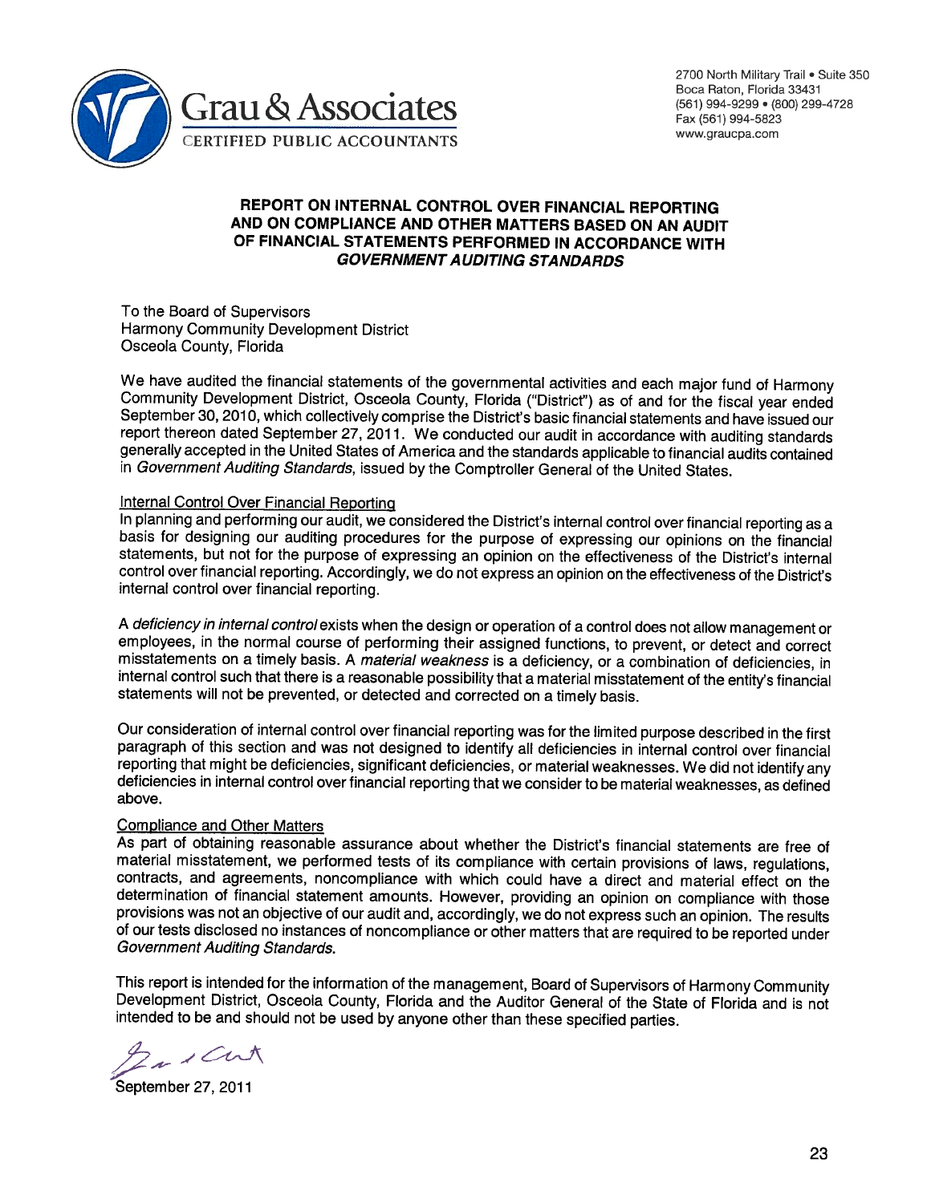Grau & Associates
CERTIFIED PUBLIC ACCOUNTANTS

2700 North Military Trail • Suite 350
Boca Raton, Florida 33431
(561) 994-9299 • (800) 299-4728
Fax (561) 994-5823
www.graucpa.com

# REPORT ON INTERNAL CONTROL OVER FINANCIAL REPORTING AND ON COMPLIANCE AND OTHER MATTERS BASED ON AN AUDIT OF FINANCIAL STATEMENTS PERFORMED IN ACCORDANCE WITH *GOVERNMENT AUDITING STANDARDS*

To the Board of Supervisors
Harmony Community Development District
Osceola County, Florida

We have audited the financial statements of the governmental activities and each major fund of Harmony Community Development District, Osceola County, Florida ("District") as of and for the fiscal year ended September 30, 2010, which collectively comprise the District's basic financial statements and have issued our report thereon dated September 27, 2011. We conducted our audit in accordance with auditing standards generally accepted in the United States of America and the standards applicable to financial audits contained in *Government Auditing Standards*, issued by the Comptroller General of the United States.

## Internal Control Over Financial Reporting

In planning and performing our audit, we considered the District's internal control over financial reporting as a basis for designing our auditing procedures for the purpose of expressing our opinions on the financial statements, but not for the purpose of expressing an opinion on the effectiveness of the District's internal control over financial reporting. Accordingly, we do not express an opinion on the effectiveness of the District's internal control over financial reporting.

A *deficiency in internal control* exists when the design or operation of a control does not allow management or employees, in the normal course of performing their assigned functions, to prevent, or detect and correct misstatements on a timely basis. A *material weakness* is a deficiency, or a combination of deficiencies, in internal control such that there is a reasonable possibility that a material misstatement of the entity's financial statements will not be prevented, or detected and corrected on a timely basis.

Our consideration of internal control over financial reporting was for the limited purpose described in the first paragraph of this section and was not designed to identify all deficiencies in internal control over financial reporting that might be deficiencies, significant deficiencies, or material weaknesses. We did not identify any deficiencies in internal control over financial reporting that we consider to be material weaknesses, as defined above.

## Compliance and Other Matters

As part of obtaining reasonable assurance about whether the District's financial statements are free of material misstatement, we performed tests of its compliance with certain provisions of laws, regulations, contracts, and agreements, noncompliance with which could have a direct and material effect on the determination of financial statement amounts. However, providing an opinion on compliance with those provisions was not an objective of our audit and, accordingly, we do not express such an opinion. The results of our tests disclosed no instances of noncompliance or other matters that are required to be reported under *Government Auditing Standards*.

This report is intended for the information of the management, Board of Supervisors of Harmony Community Development District, Osceola County, Florida and the Auditor General of the State of Florida and is not intended to be and should not be used by anyone other than these specified parties.

Grau & Assoc.

September 27, 2011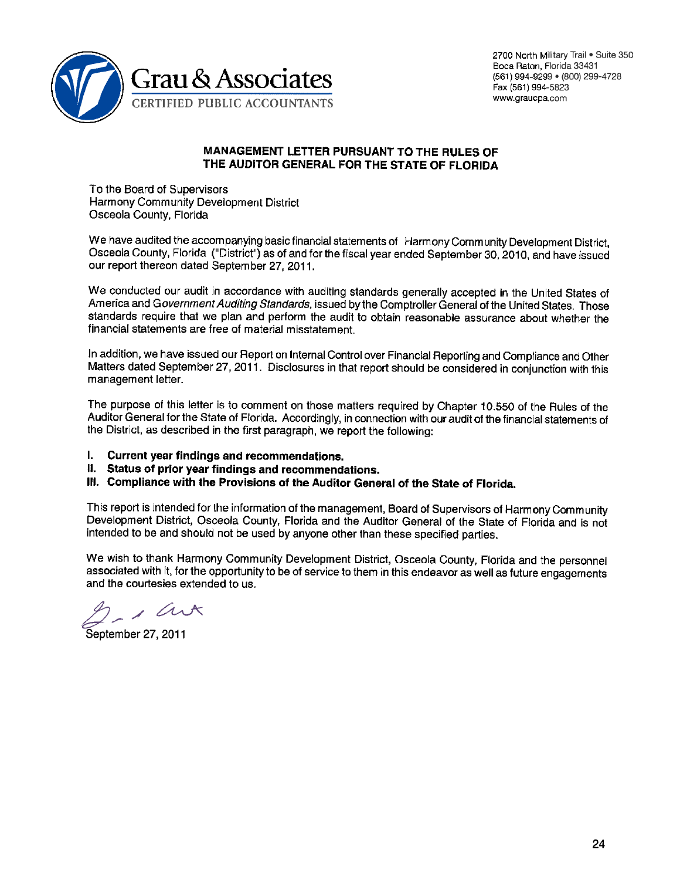Grau & Associates
CERTIFIED PUBLIC ACCOUNTANTS

2700 North Military Trail • Suite 350
Boca Raton, Florida 33431
(561) 994-9299 • (800) 299-4728
Fax (561) 994-5823
www.graucpa.com

## MANAGEMENT LETTER PURSUANT TO THE RULES OF THE AUDITOR GENERAL FOR THE STATE OF FLORIDA

To the Board of Supervisors
Harmony Community Development District
Osceola County, Florida

We have audited the accompanying basic financial statements of Harmony Community Development District, Osceola County, Florida ("District") as of and for the fiscal year ended September 30, 2010, and have issued our report thereon dated September 27, 2011.

We conducted our audit in accordance with auditing standards generally accepted in the United States of America and *Government Auditing Standards*, issued by the Comptroller General of the United States. Those standards require that we plan and perform the audit to obtain reasonable assurance about whether the financial statements are free of material misstatement.

In addition, we have issued our Report on Internal Control over Financial Reporting and Compliance and Other Matters dated September 27, 2011. Disclosures in that report should be considered in conjunction with this management letter.

The purpose of this letter is to comment on those matters required by Chapter 10.550 of the Rules of the Auditor General for the State of Florida. Accordingly, in connection with our audit of the financial statements of the District, as described in the first paragraph, we report the following:

- **I. Current year findings and recommendations.**
- **II. Status of prior year findings and recommendations.**
- **III. Compliance with the Provisions of the Auditor General of the State of Florida.**

This report is intended for the information of the management, Board of Supervisors of Harmony Community Development District, Osceola County, Florida and the Auditor General of the State of Florida and is not intended to be and should not be used by anyone other than these specified parties.

We wish to thank Harmony Community Development District, Osceola County, Florida and the personnel associated with it, for the opportunity to be of service to them in this endeavor as well as future engagements and the courtesies extended to us.

September 27, 2011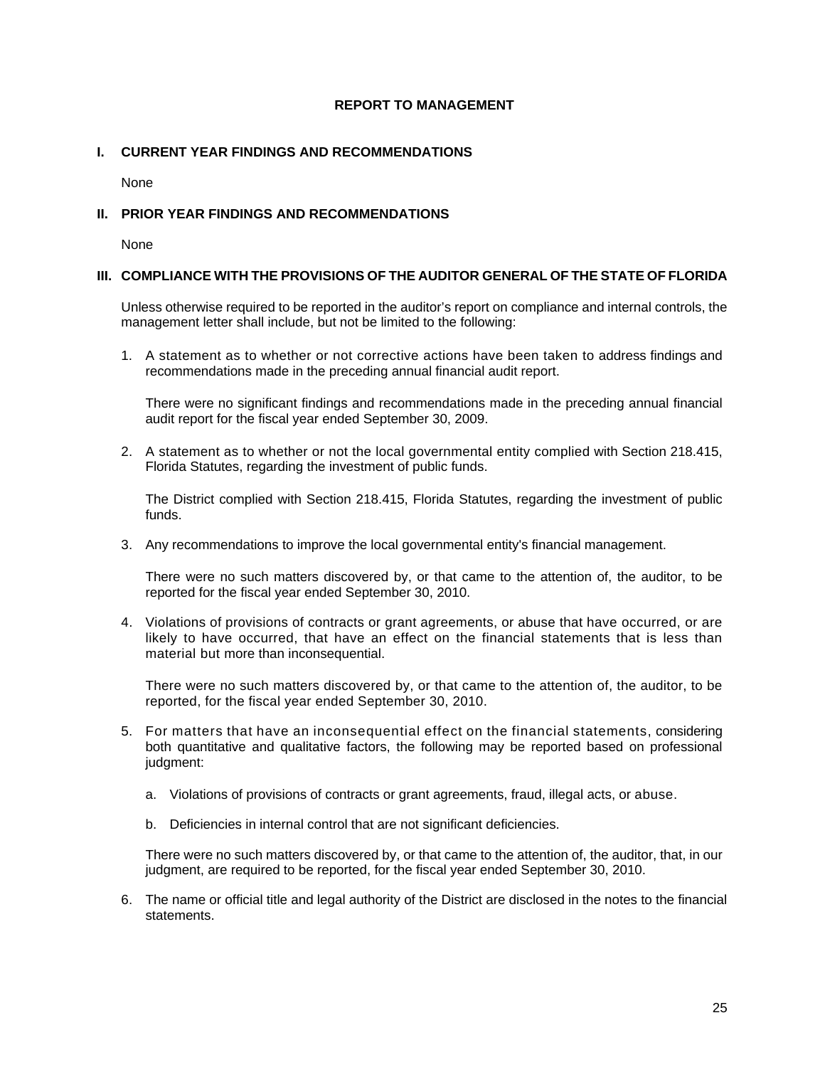# REPORT TO MANAGEMENT

## I. CURRENT YEAR FINDINGS AND RECOMMENDATIONS

None

## II. PRIOR YEAR FINDINGS AND RECOMMENDATIONS

None

## III. COMPLIANCE WITH THE PROVISIONS OF THE AUDITOR GENERAL OF THE STATE OF FLORIDA

Unless otherwise required to be reported in the auditor's report on compliance and internal controls, the management letter shall include, but not be limited to the following:

1. A statement as to whether or not corrective actions have been taken to address findings and recommendations made in the preceding annual financial audit report.

   There were no significant findings and recommendations made in the preceding annual financial audit report for the fiscal year ended September 30, 2009.

2. A statement as to whether or not the local governmental entity complied with Section 218.415, Florida Statutes, regarding the investment of public funds.

   The District complied with Section 218.415, Florida Statutes, regarding the investment of public funds.

3. Any recommendations to improve the local governmental entity's financial management.

   There were no such matters discovered by, or that came to the attention of, the auditor, to be reported for the fiscal year ended September 30, 2010.

4. Violations of provisions of contracts or grant agreements, or abuse that have occurred, or are likely to have occurred, that have an effect on the financial statements that is less than material but more than inconsequential.

   There were no such matters discovered by, or that came to the attention of, the auditor, to be reported, for the fiscal year ended September 30, 2010.

5. For matters that have an inconsequential effect on the financial statements, considering both quantitative and qualitative factors, the following may be reported based on professional judgment:

   a. Violations of provisions of contracts or grant agreements, fraud, illegal acts, or abuse.

   b. Deficiencies in internal control that are not significant deficiencies.

   There were no such matters discovered by, or that came to the attention of, the auditor, that, in our judgment, are required to be reported, for the fiscal year ended September 30, 2010.

6. The name or official title and legal authority of the District are disclosed in the notes to the financial statements.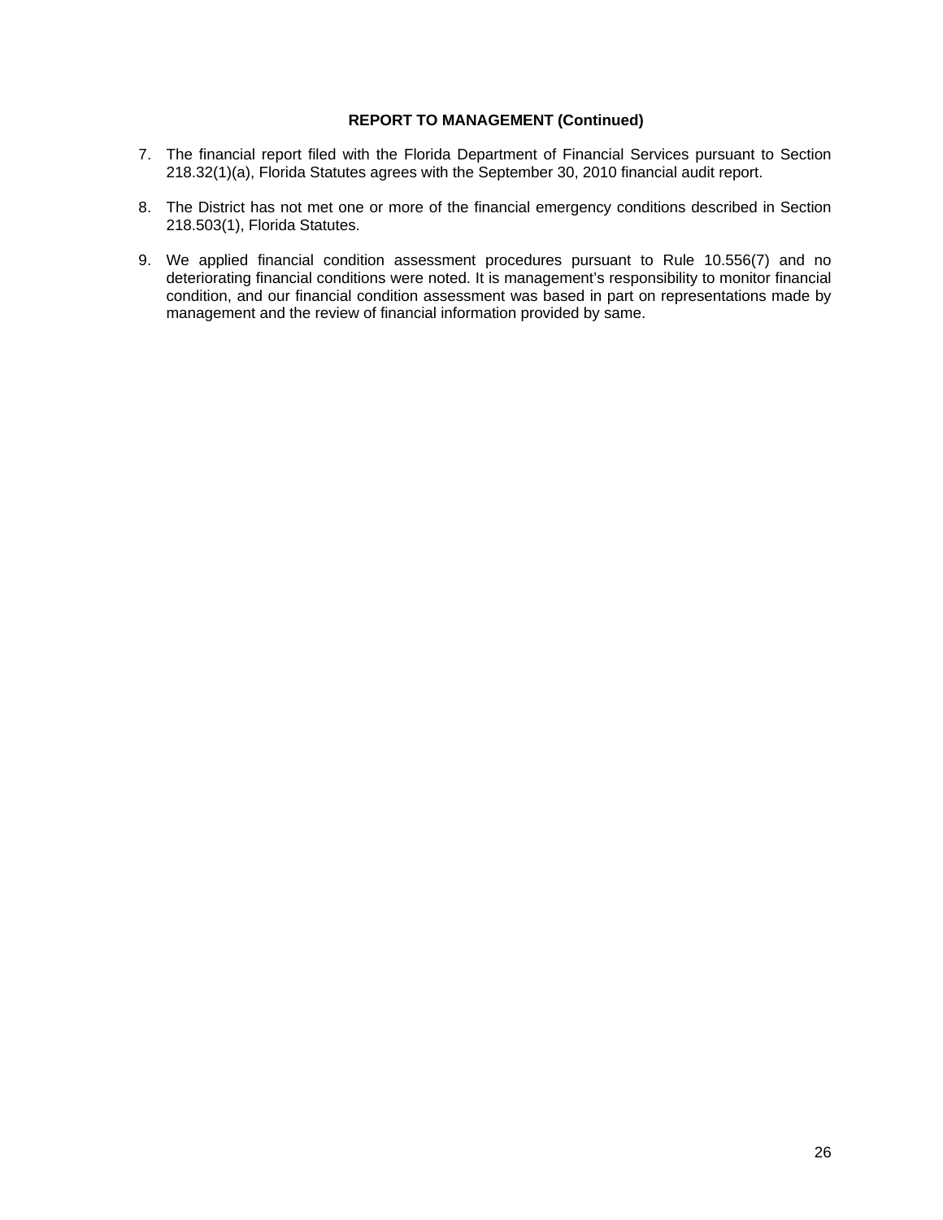**REPORT TO MANAGEMENT (Continued)**

7. The financial report filed with the Florida Department of Financial Services pursuant to Section 218.32(1)(a), Florida Statutes agrees with the September 30, 2010 financial audit report.

8. The District has not met one or more of the financial emergency conditions described in Section 218.503(1), Florida Statutes.

9. We applied financial condition assessment procedures pursuant to Rule 10.556(7) and no deteriorating financial conditions were noted. It is management's responsibility to monitor financial condition, and our financial condition assessment was based in part on representations made by management and the review of financial information provided by same.